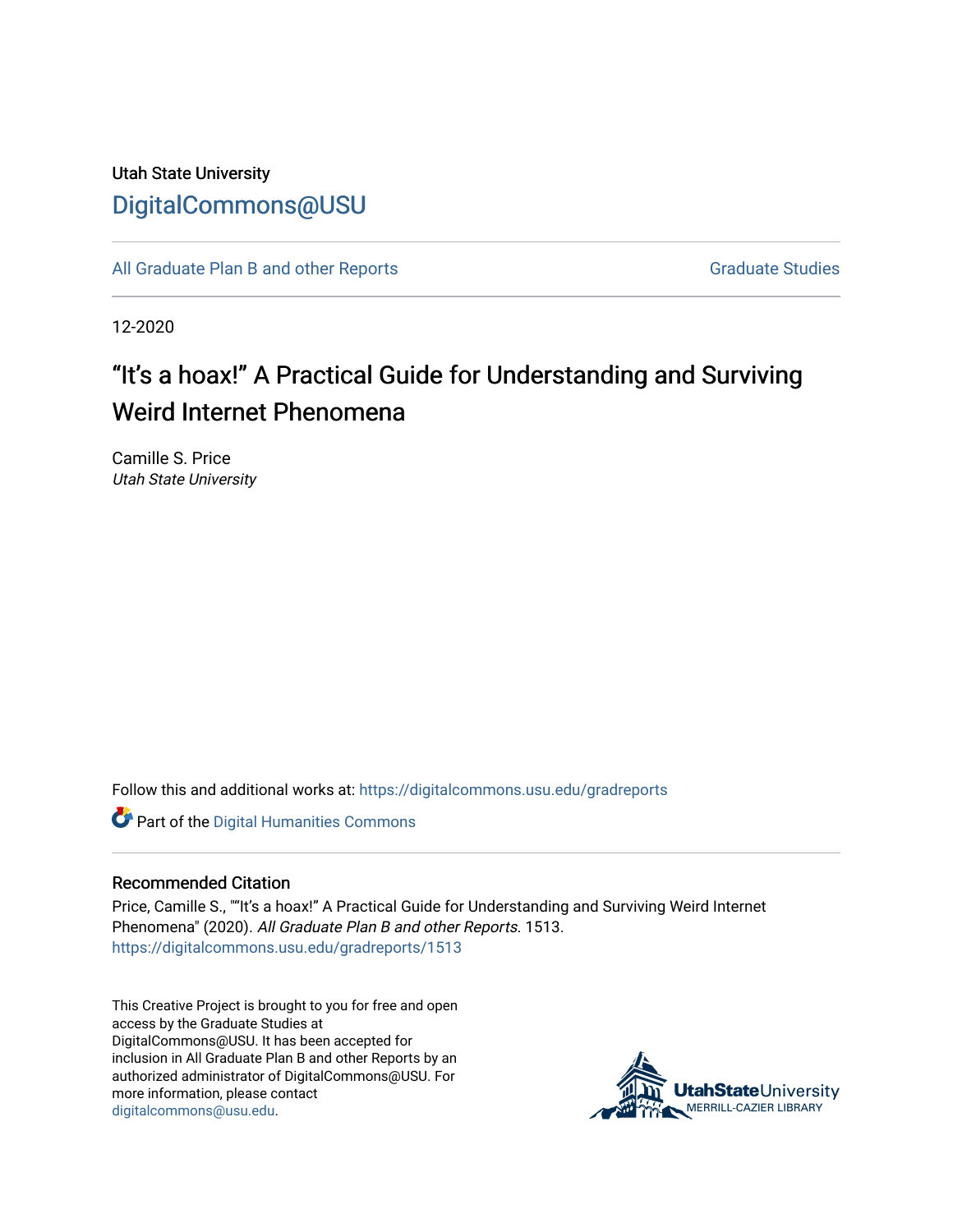Utah State University

# DigitalCommons@USU

All Graduate Plan B and other Reports | Graduate Studies

12-2020

# “It’s a hoax!” A Practical Guide for Understanding and Surviving Weird Internet Phenomena

Camille S. Price
*Utah State University*

Follow this and additional works at: https://digitalcommons.usu.edu/gradreports

Part of the Digital Humanities Commons

## Recommended Citation

Price, Camille S., "“It’s a hoax!” A Practical Guide for Understanding and Surviving Weird Internet Phenomena" (2020). *All Graduate Plan B and other Reports*. 1513.
https://digitalcommons.usu.edu/gradreports/1513

This Creative Project is brought to you for free and open access by the Graduate Studies at DigitalCommons@USU. It has been accepted for inclusion in All Graduate Plan B and other Reports by an authorized administrator of DigitalCommons@USU. For more information, please contact digitalcommons@usu.edu.

UtahStateUniversity
MERRILL-CAZIER LIBRARY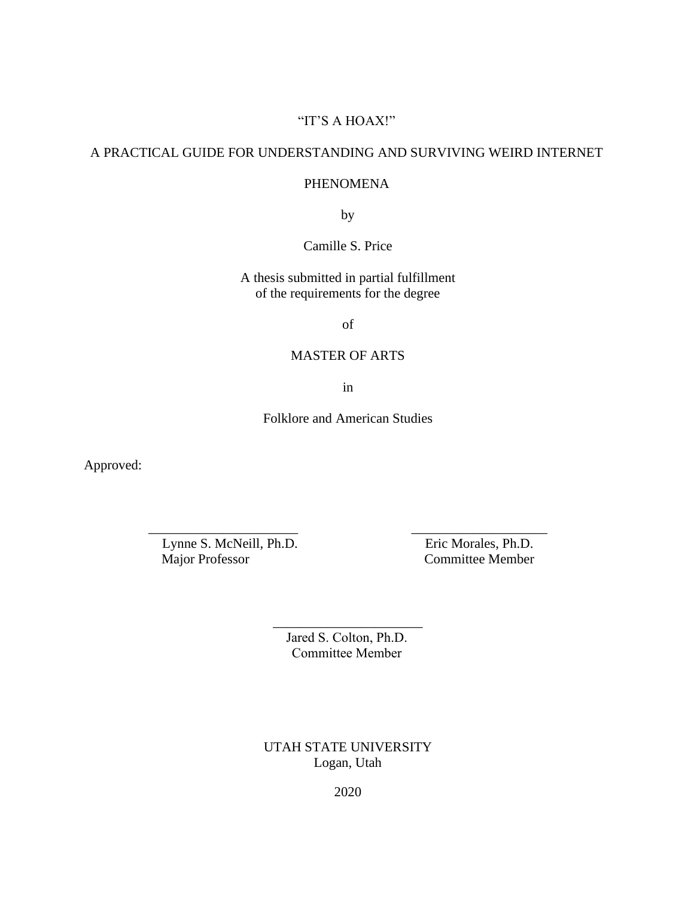# "IT'S A HOAX!"

# A PRACTICAL GUIDE FOR UNDERSTANDING AND SURVIVING WEIRD INTERNET PHENOMENA

by

Camille S. Price

A thesis submitted in partial fulfillment
of the requirements for the degree

of

MASTER OF ARTS

in

Folklore and American Studies

Approved:

______________________
Lynne S. McNeill, Ph.D.
Major Professor

______________________
Eric Morales, Ph.D.
Committee Member

______________________
Jared S. Colton, Ph.D.
Committee Member

UTAH STATE UNIVERSITY
Logan, Utah

2020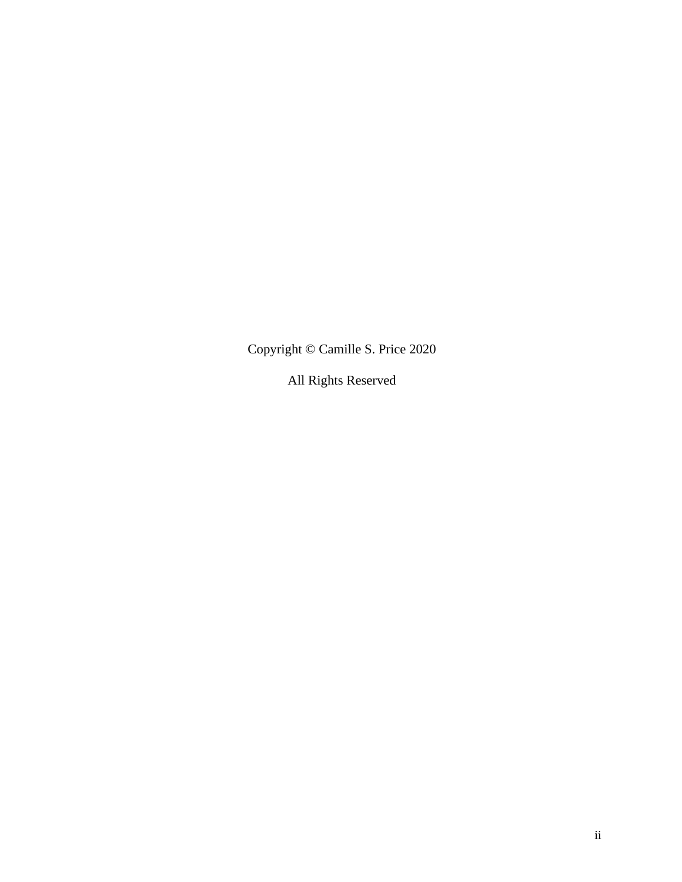Copyright © Camille S. Price 2020

All Rights Reserved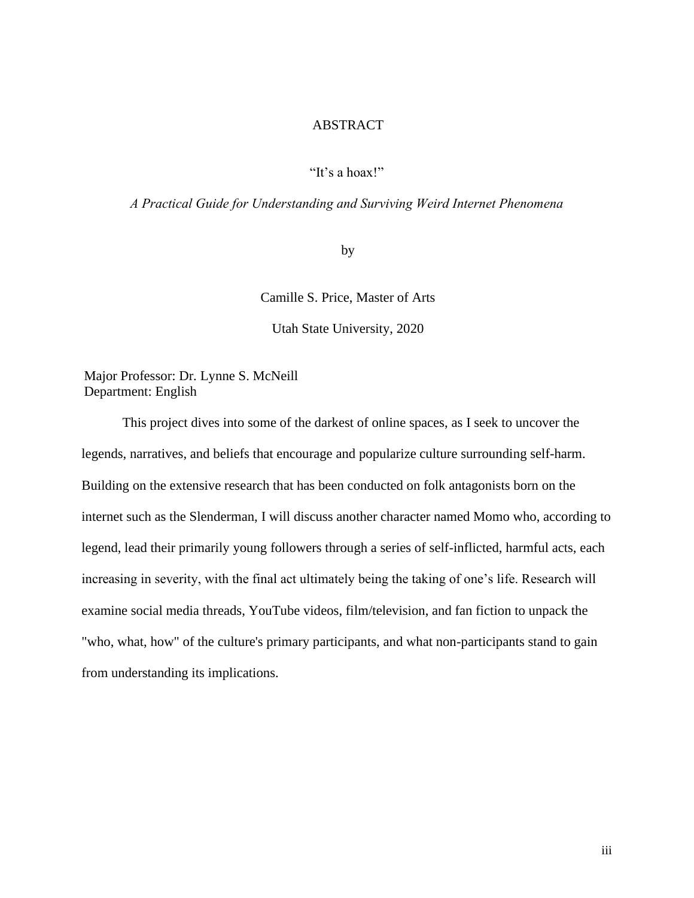# ABSTRACT

"It's a hoax!"

*A Practical Guide for Understanding and Surviving Weird Internet Phenomena*

by

Camille S. Price, Master of Arts

Utah State University, 2020

Major Professor: Dr. Lynne S. McNeill
Department: English

This project dives into some of the darkest of online spaces, as I seek to uncover the legends, narratives, and beliefs that encourage and popularize culture surrounding self-harm. Building on the extensive research that has been conducted on folk antagonists born on the internet such as the Slenderman, I will discuss another character named Momo who, according to legend, lead their primarily young followers through a series of self-inflicted, harmful acts, each increasing in severity, with the final act ultimately being the taking of one's life. Research will examine social media threads, YouTube videos, film/television, and fan fiction to unpack the "who, what, how" of the culture's primary participants, and what non-participants stand to gain from understanding its implications.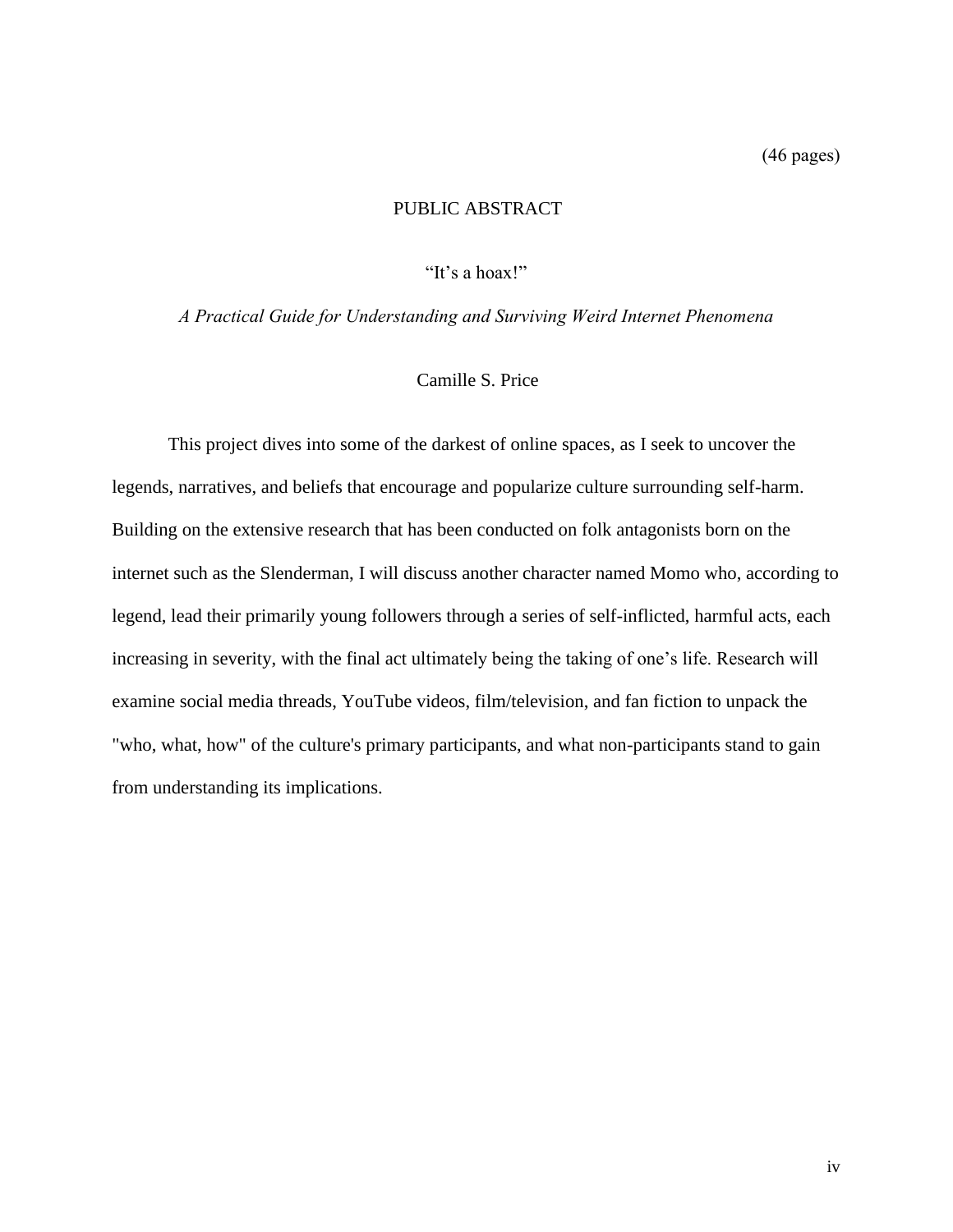(46 pages)

# PUBLIC ABSTRACT

“It’s a hoax!”

*A Practical Guide for Understanding and Surviving Weird Internet Phenomena*

Camille S. Price

This project dives into some of the darkest of online spaces, as I seek to uncover the legends, narratives, and beliefs that encourage and popularize culture surrounding self-harm. Building on the extensive research that has been conducted on folk antagonists born on the internet such as the Slenderman, I will discuss another character named Momo who, according to legend, lead their primarily young followers through a series of self-inflicted, harmful acts, each increasing in severity, with the final act ultimately being the taking of one’s life. Research will examine social media threads, YouTube videos, film/television, and fan fiction to unpack the "who, what, how" of the culture's primary participants, and what non-participants stand to gain from understanding its implications.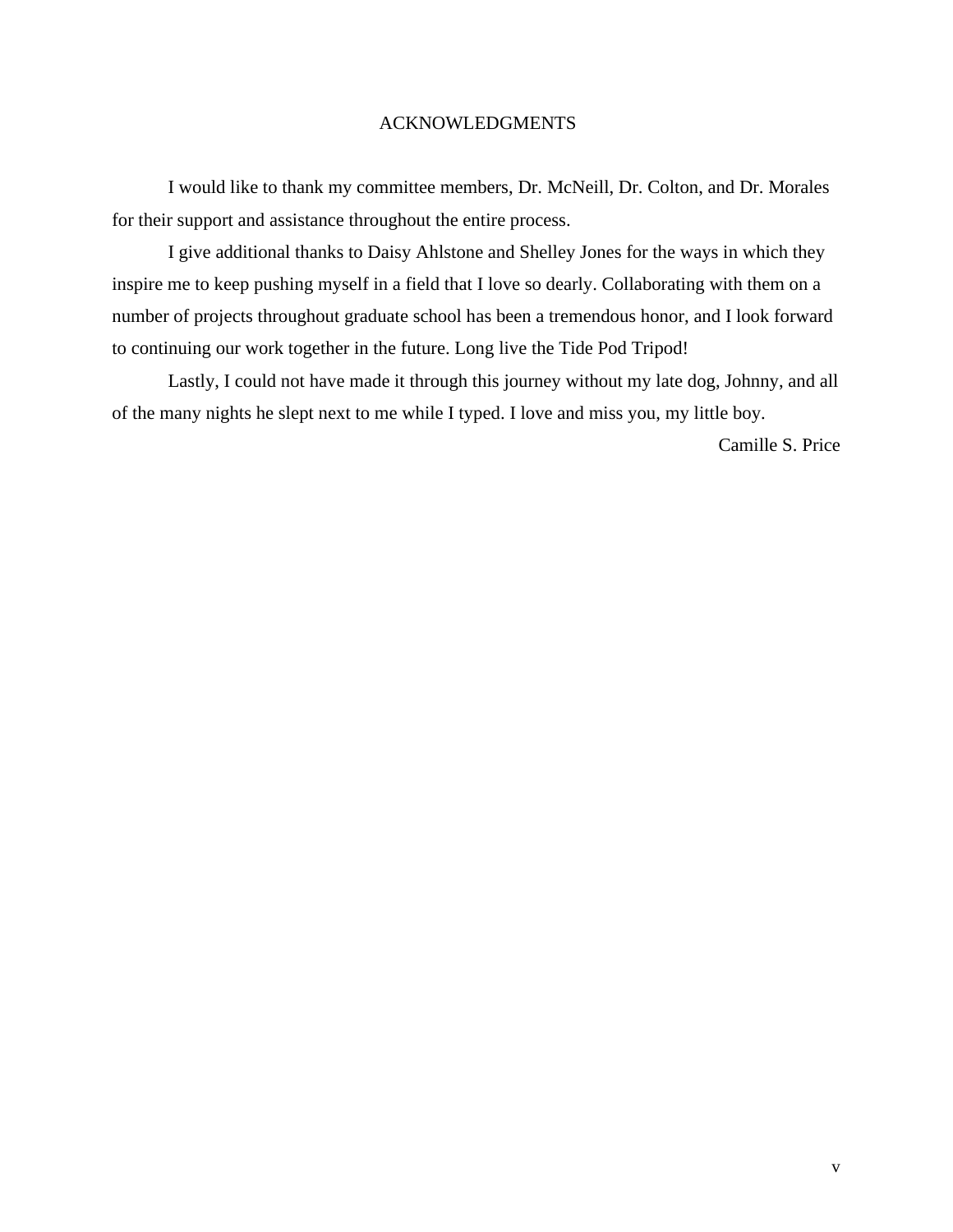# ACKNOWLEDGMENTS

I would like to thank my committee members, Dr. McNeill, Dr. Colton, and Dr. Morales for their support and assistance throughout the entire process.

I give additional thanks to Daisy Ahlstone and Shelley Jones for the ways in which they inspire me to keep pushing myself in a field that I love so dearly. Collaborating with them on a number of projects throughout graduate school has been a tremendous honor, and I look forward to continuing our work together in the future. Long live the Tide Pod Tripod!

Lastly, I could not have made it through this journey without my late dog, Johnny, and all of the many nights he slept next to me while I typed. I love and miss you, my little boy.

Camille S. Price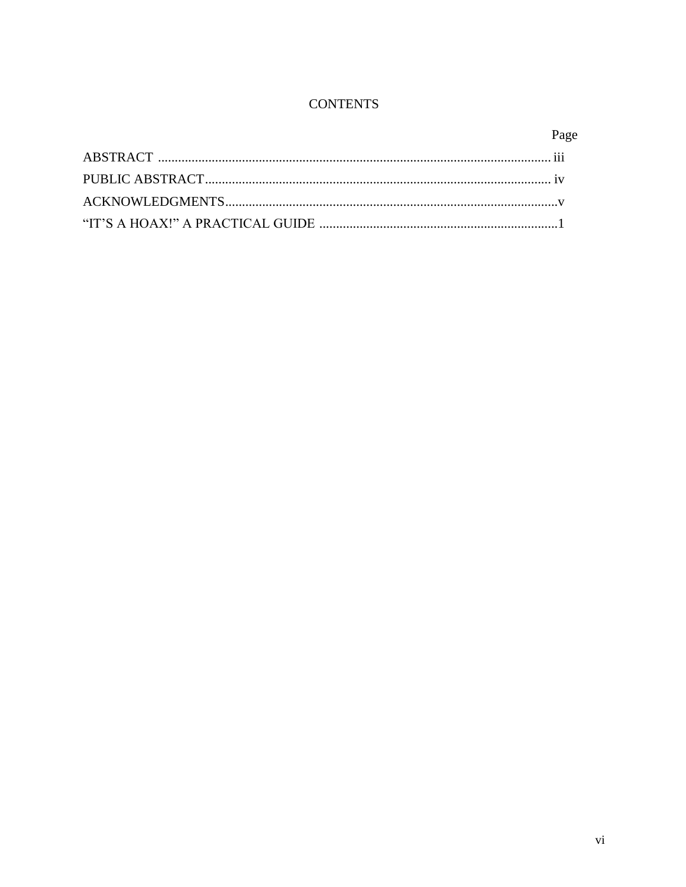# CONTENTS

| | Page |
|---|---|
| ABSTRACT | iii |
| PUBLIC ABSTRACT | iv |
| ACKNOWLEDGMENTS | v |
| "IT'S A HOAX!" A PRACTICAL GUIDE | 1 |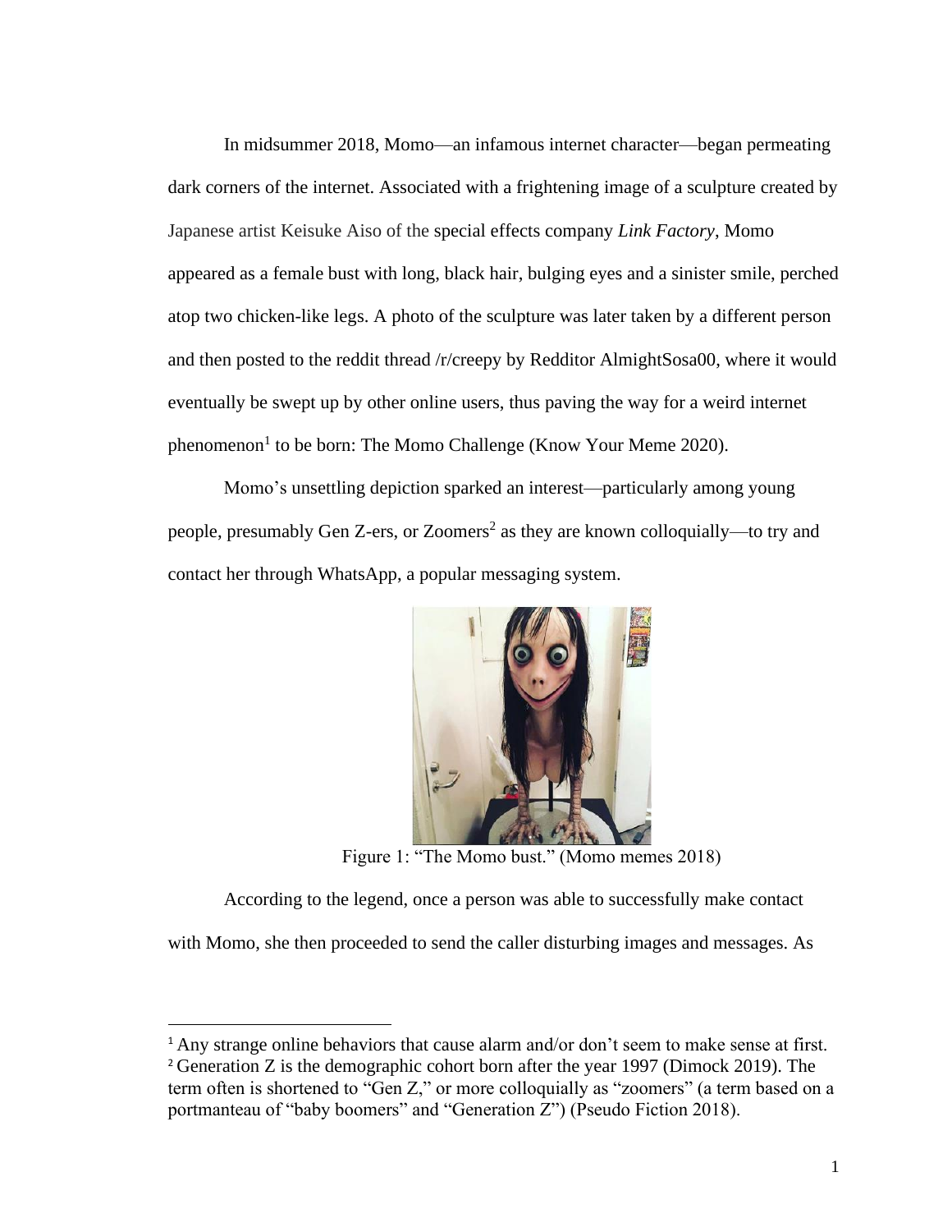In midsummer 2018, Momo—an infamous internet character—began permeating dark corners of the internet. Associated with a frightening image of a sculpture created by Japanese artist Keisuke Aiso of the special effects company *Link Factory*, Momo appeared as a female bust with long, black hair, bulging eyes and a sinister smile, perched atop two chicken-like legs. A photo of the sculpture was later taken by a different person and then posted to the reddit thread /r/creepy by Redditor AlmightSosa00, where it would eventually be swept up by other online users, thus paving the way for a weird internet phenomenon[1] to be born: The Momo Challenge (Know Your Meme 2020).

Momo's unsettling depiction sparked an interest—particularly among young people, presumably Gen Z-ers, or Zoomers[2] as they are known colloquially—to try and contact her through WhatsApp, a popular messaging system.

Figure 1: "The Momo bust." (Momo memes 2018)

According to the legend, once a person was able to successfully make contact with Momo, she then proceeded to send the caller disturbing images and messages. As

---

[1] Any strange online behaviors that cause alarm and/or don't seem to make sense at first.

[2] Generation Z is the demographic cohort born after the year 1997 (Dimock 2019). The term often is shortened to "Gen Z," or more colloquially as "zoomers" (a term based on a portmanteau of "baby boomers" and "Generation Z") (Pseudo Fiction 2018).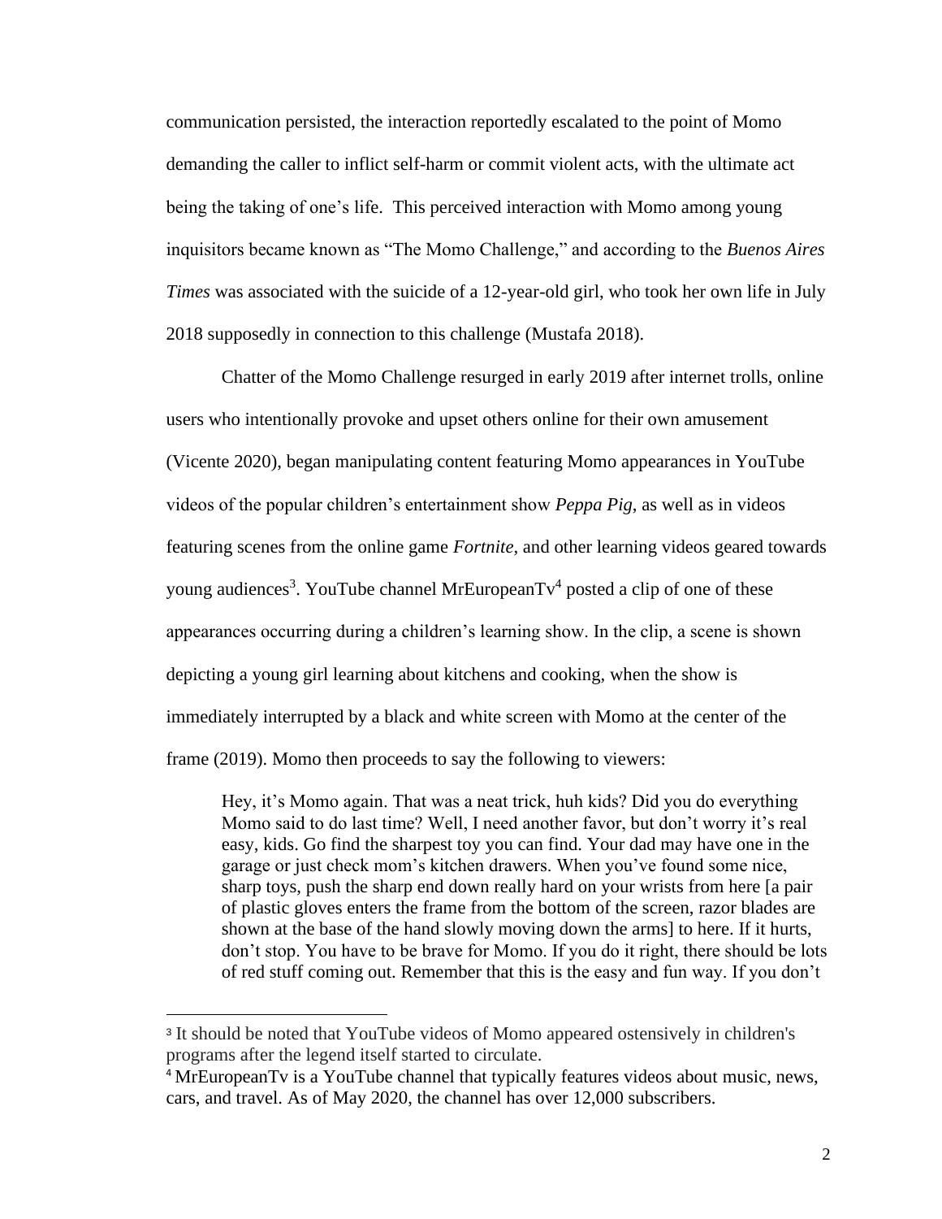communication persisted, the interaction reportedly escalated to the point of Momo demanding the caller to inflict self-harm or commit violent acts, with the ultimate act being the taking of one's life. This perceived interaction with Momo among young inquisitors became known as "The Momo Challenge," and according to the *Buenos Aires Times* was associated with the suicide of a 12-year-old girl, who took her own life in July 2018 supposedly in connection to this challenge (Mustafa 2018).

Chatter of the Momo Challenge resurged in early 2019 after internet trolls, online users who intentionally provoke and upset others online for their own amusement (Vicente 2020), began manipulating content featuring Momo appearances in YouTube videos of the popular children's entertainment show *Peppa Pig*, as well as in videos featuring scenes from the online game *Fortnite*, and other learning videos geared towards young audiences[3]. YouTube channel MrEuropeanTv[4] posted a clip of one of these appearances occurring during a children's learning show. In the clip, a scene is shown depicting a young girl learning about kitchens and cooking, when the show is immediately interrupted by a black and white screen with Momo at the center of the frame (2019). Momo then proceeds to say the following to viewers:

> Hey, it's Momo again. That was a neat trick, huh kids? Did you do everything Momo said to do last time? Well, I need another favor, but don't worry it's real easy, kids. Go find the sharpest toy you can find. Your dad may have one in the garage or just check mom's kitchen drawers. When you've found some nice, sharp toys, push the sharp end down really hard on your wrists from here [a pair of plastic gloves enters the frame from the bottom of the screen, razor blades are shown at the base of the hand slowly moving down the arms] to here. If it hurts, don't stop. You have to be brave for Momo. If you do it right, there should be lots of red stuff coming out. Remember that this is the easy and fun way. If you don't

---

[3] It should be noted that YouTube videos of Momo appeared ostensively in children's programs after the legend itself started to circulate.

[4] MrEuropeanTv is a YouTube channel that typically features videos about music, news, cars, and travel. As of May 2020, the channel has over 12,000 subscribers.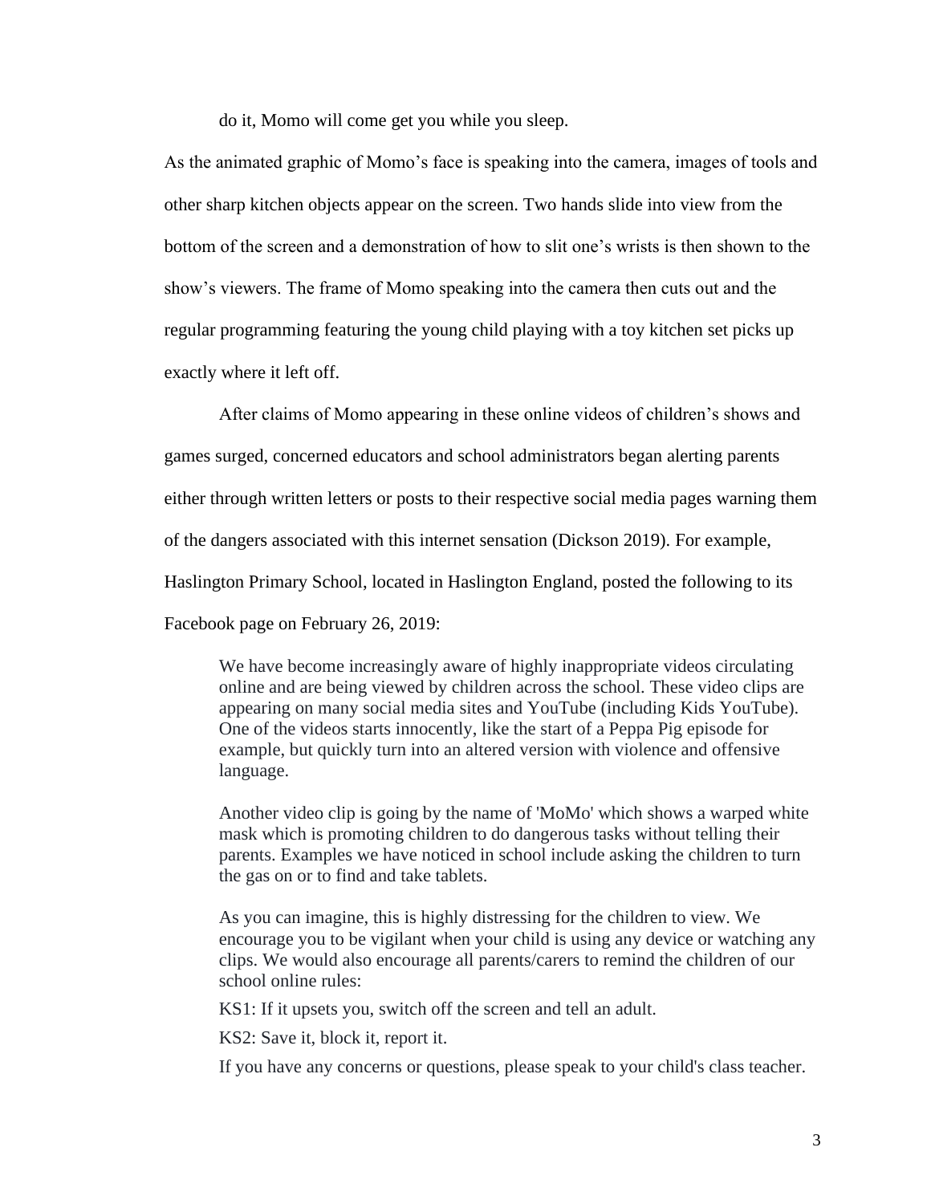do it, Momo will come get you while you sleep.

As the animated graphic of Momo's face is speaking into the camera, images of tools and other sharp kitchen objects appear on the screen. Two hands slide into view from the bottom of the screen and a demonstration of how to slit one's wrists is then shown to the show's viewers. The frame of Momo speaking into the camera then cuts out and the regular programming featuring the young child playing with a toy kitchen set picks up exactly where it left off.

After claims of Momo appearing in these online videos of children's shows and games surged, concerned educators and school administrators began alerting parents either through written letters or posts to their respective social media pages warning them of the dangers associated with this internet sensation (Dickson 2019). For example, Haslington Primary School, located in Haslington England, posted the following to its Facebook page on February 26, 2019:

> We have become increasingly aware of highly inappropriate videos circulating online and are being viewed by children across the school. These video clips are appearing on many social media sites and YouTube (including Kids YouTube). One of the videos starts innocently, like the start of a Peppa Pig episode for example, but quickly turn into an altered version with violence and offensive language.
>
> Another video clip is going by the name of 'MoMo' which shows a warped white mask which is promoting children to do dangerous tasks without telling their parents. Examples we have noticed in school include asking the children to turn the gas on or to find and take tablets.
>
> As you can imagine, this is highly distressing for the children to view. We encourage you to be vigilant when your child is using any device or watching any clips. We would also encourage all parents/carers to remind the children of our school online rules:
>
> KS1: If it upsets you, switch off the screen and tell an adult.
>
> KS2: Save it, block it, report it.
>
> If you have any concerns or questions, please speak to your child's class teacher.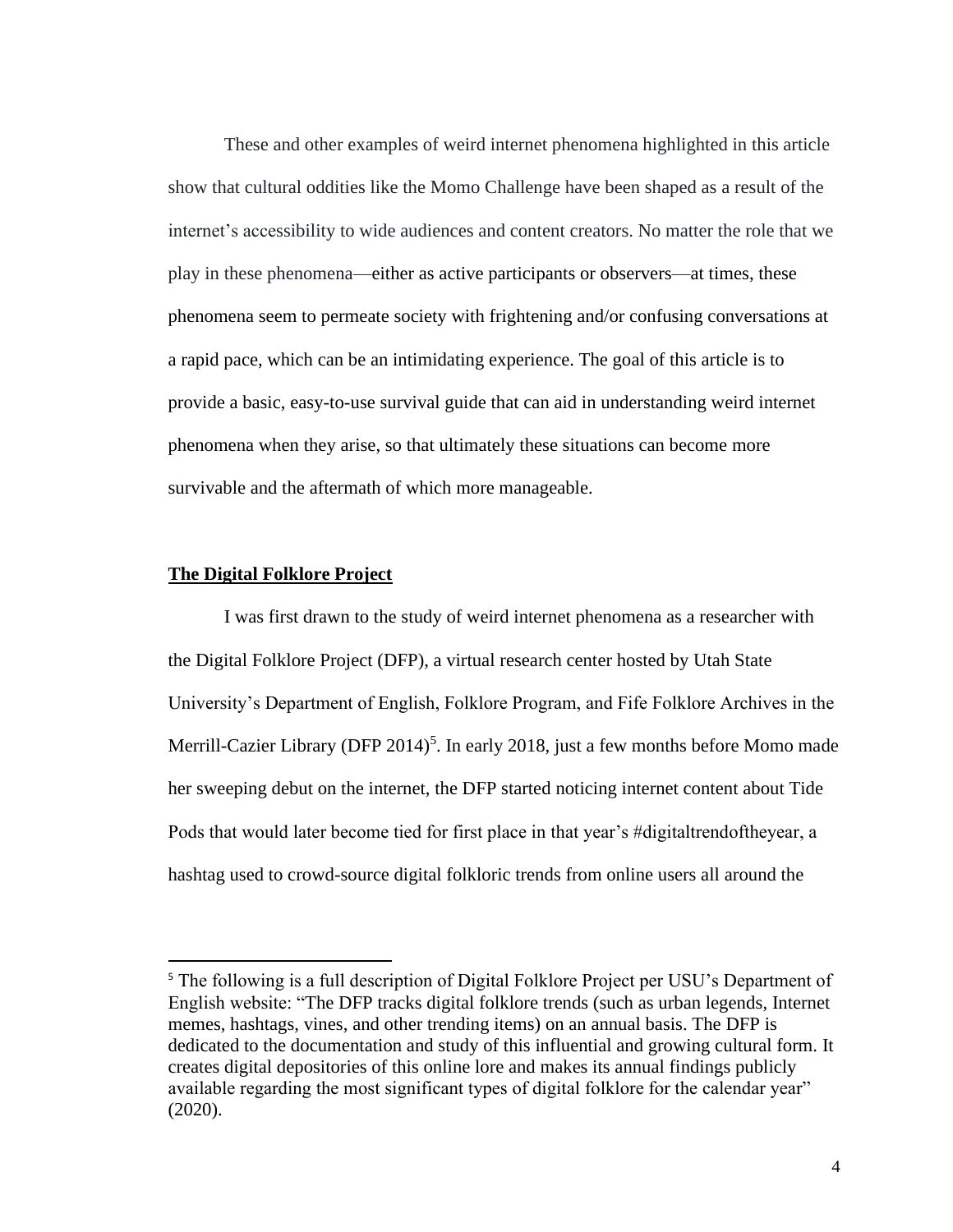These and other examples of weird internet phenomena highlighted in this article show that cultural oddities like the Momo Challenge have been shaped as a result of the internet's accessibility to wide audiences and content creators. No matter the role that we play in these phenomena—either as active participants or observers—at times, these phenomena seem to permeate society with frightening and/or confusing conversations at a rapid pace, which can be an intimidating experience. The goal of this article is to provide a basic, easy-to-use survival guide that can aid in understanding weird internet phenomena when they arise, so that ultimately these situations can become more survivable and the aftermath of which more manageable.

## **The Digital Folklore Project**

I was first drawn to the study of weird internet phenomena as a researcher with the Digital Folklore Project (DFP), a virtual research center hosted by Utah State University's Department of English, Folklore Program, and Fife Folklore Archives in the Merrill-Cazier Library (DFP 2014)[5]. In early 2018, just a few months before Momo made her sweeping debut on the internet, the DFP started noticing internet content about Tide Pods that would later become tied for first place in that year's #digitaltrendoftheyear, a hashtag used to crowd-source digital folkloric trends from online users all around the

---

[5] The following is a full description of Digital Folklore Project per USU's Department of English website: "The DFP tracks digital folklore trends (such as urban legends, Internet memes, hashtags, vines, and other trending items) on an annual basis. The DFP is dedicated to the documentation and study of this influential and growing cultural form. It creates digital depositories of this online lore and makes its annual findings publicly available regarding the most significant types of digital folklore for the calendar year" (2020).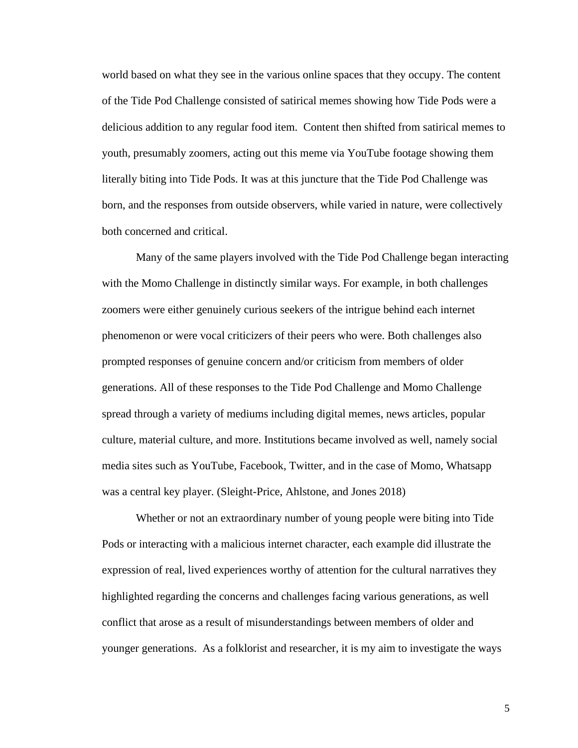world based on what they see in the various online spaces that they occupy. The content of the Tide Pod Challenge consisted of satirical memes showing how Tide Pods were a delicious addition to any regular food item. Content then shifted from satirical memes to youth, presumably zoomers, acting out this meme via YouTube footage showing them literally biting into Tide Pods. It was at this juncture that the Tide Pod Challenge was born, and the responses from outside observers, while varied in nature, were collectively both concerned and critical.

Many of the same players involved with the Tide Pod Challenge began interacting with the Momo Challenge in distinctly similar ways. For example, in both challenges zoomers were either genuinely curious seekers of the intrigue behind each internet phenomenon or were vocal criticizers of their peers who were. Both challenges also prompted responses of genuine concern and/or criticism from members of older generations. All of these responses to the Tide Pod Challenge and Momo Challenge spread through a variety of mediums including digital memes, news articles, popular culture, material culture, and more. Institutions became involved as well, namely social media sites such as YouTube, Facebook, Twitter, and in the case of Momo, Whatsapp was a central key player. (Sleight-Price, Ahlstone, and Jones 2018)

Whether or not an extraordinary number of young people were biting into Tide Pods or interacting with a malicious internet character, each example did illustrate the expression of real, lived experiences worthy of attention for the cultural narratives they highlighted regarding the concerns and challenges facing various generations, as well conflict that arose as a result of misunderstandings between members of older and younger generations. As a folklorist and researcher, it is my aim to investigate the ways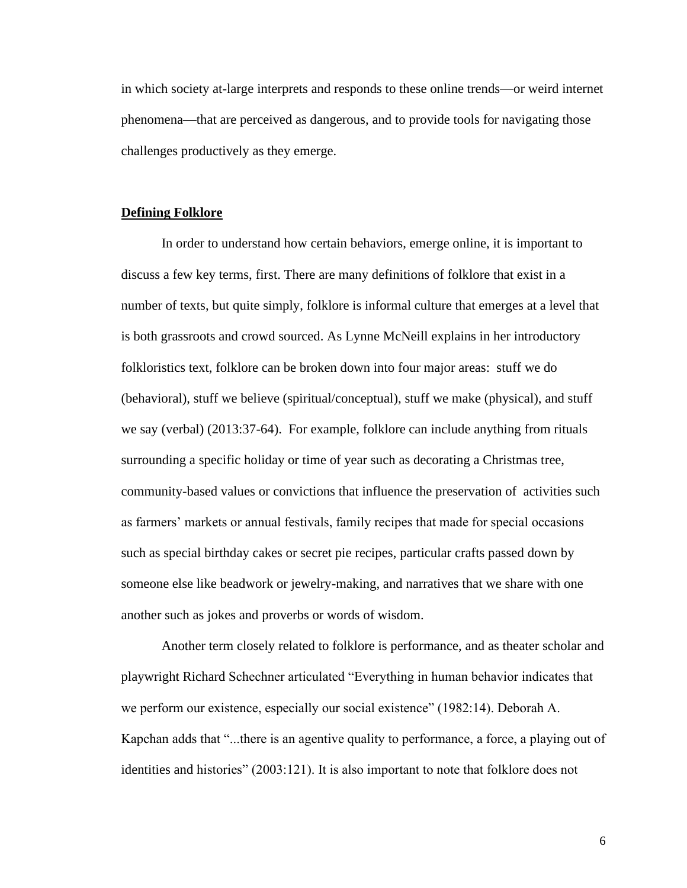in which society at-large interprets and responds to these online trends—or weird internet phenomena—that are perceived as dangerous, and to provide tools for navigating those challenges productively as they emerge.

## **Defining Folklore**

In order to understand how certain behaviors, emerge online, it is important to discuss a few key terms, first. There are many definitions of folklore that exist in a number of texts, but quite simply, folklore is informal culture that emerges at a level that is both grassroots and crowd sourced. As Lynne McNeill explains in her introductory folkloristics text, folklore can be broken down into four major areas: stuff we do (behavioral), stuff we believe (spiritual/conceptual), stuff we make (physical), and stuff we say (verbal) (2013:37-64). For example, folklore can include anything from rituals surrounding a specific holiday or time of year such as decorating a Christmas tree, community-based values or convictions that influence the preservation of activities such as farmers' markets or annual festivals, family recipes that made for special occasions such as special birthday cakes or secret pie recipes, particular crafts passed down by someone else like beadwork or jewelry-making, and narratives that we share with one another such as jokes and proverbs or words of wisdom.

Another term closely related to folklore is performance, and as theater scholar and playwright Richard Schechner articulated "Everything in human behavior indicates that we perform our existence, especially our social existence" (1982:14). Deborah A. Kapchan adds that "...there is an agentive quality to performance, a force, a playing out of identities and histories" (2003:121). It is also important to note that folklore does not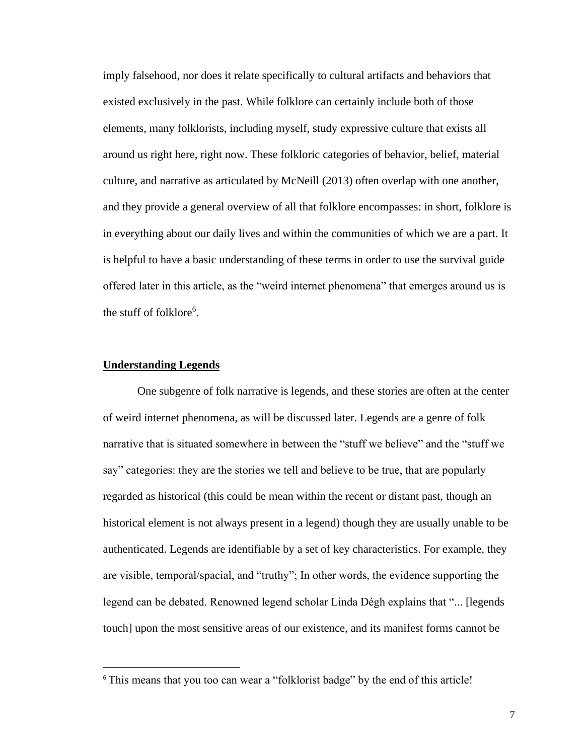imply falsehood, nor does it relate specifically to cultural artifacts and behaviors that existed exclusively in the past. While folklore can certainly include both of those elements, many folklorists, including myself, study expressive culture that exists all around us right here, right now. These folkloric categories of behavior, belief, material culture, and narrative as articulated by McNeill (2013) often overlap with one another, and they provide a general overview of all that folklore encompasses: in short, folklore is in everything about our daily lives and within the communities of which we are a part. It is helpful to have a basic understanding of these terms in order to use the survival guide offered later in this article, as the "weird internet phenomena" that emerges around us is the stuff of folklore[6].

## Understanding Legends

One subgenre of folk narrative is legends, and these stories are often at the center of weird internet phenomena, as will be discussed later. Legends are a genre of folk narrative that is situated somewhere in between the "stuff we believe" and the "stuff we say" categories: they are the stories we tell and believe to be true, that are popularly regarded as historical (this could be mean within the recent or distant past, though an historical element is not always present in a legend) though they are usually unable to be authenticated. Legends are identifiable by a set of key characteristics. For example, they are visible, temporal/spacial, and "truthy"; In other words, the evidence supporting the legend can be debated. Renowned legend scholar Linda Dégh explains that "... [legends touch] upon the most sensitive areas of our existence, and its manifest forms cannot be

[6] This means that you too can wear a "folklorist badge" by the end of this article!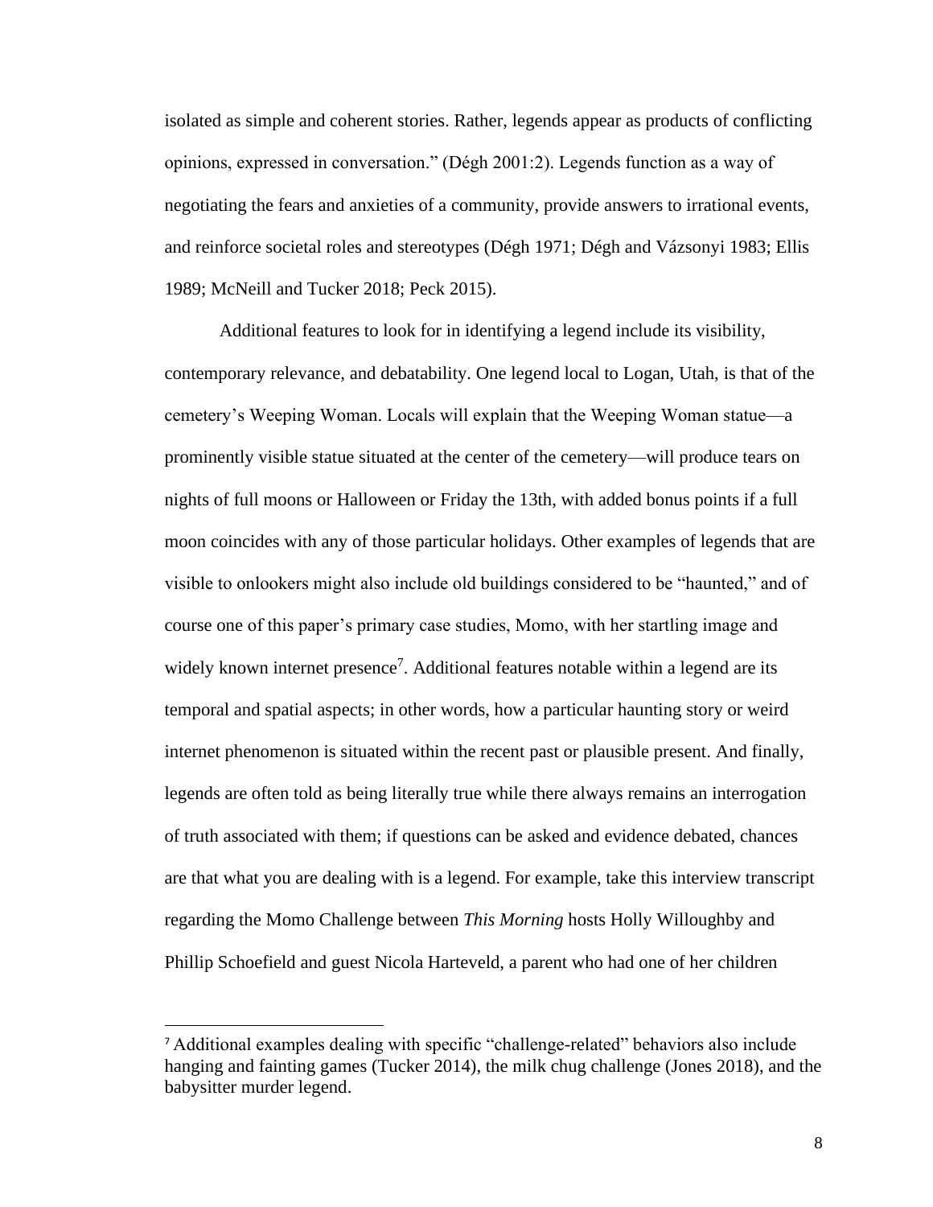isolated as simple and coherent stories. Rather, legends appear as products of conflicting opinions, expressed in conversation." (Dégh 2001:2). Legends function as a way of negotiating the fears and anxieties of a community, provide answers to irrational events, and reinforce societal roles and stereotypes (Dégh 1971; Dégh and Vázsonyi 1983; Ellis 1989; McNeill and Tucker 2018; Peck 2015).

Additional features to look for in identifying a legend include its visibility, contemporary relevance, and debatability. One legend local to Logan, Utah, is that of the cemetery's Weeping Woman. Locals will explain that the Weeping Woman statue—a prominently visible statue situated at the center of the cemetery—will produce tears on nights of full moons or Halloween or Friday the 13th, with added bonus points if a full moon coincides with any of those particular holidays. Other examples of legends that are visible to onlookers might also include old buildings considered to be "haunted," and of course one of this paper's primary case studies, Momo, with her startling image and widely known internet presence[7]. Additional features notable within a legend are its temporal and spatial aspects; in other words, how a particular haunting story or weird internet phenomenon is situated within the recent past or plausible present. And finally, legends are often told as being literally true while there always remains an interrogation of truth associated with them; if questions can be asked and evidence debated, chances are that what you are dealing with is a legend. For example, take this interview transcript regarding the Momo Challenge between *This Morning* hosts Holly Willoughby and Phillip Schoefield and guest Nicola Harteveld, a parent who had one of her children

[7] Additional examples dealing with specific "challenge-related" behaviors also include hanging and fainting games (Tucker 2014), the milk chug challenge (Jones 2018), and the babysitter murder legend.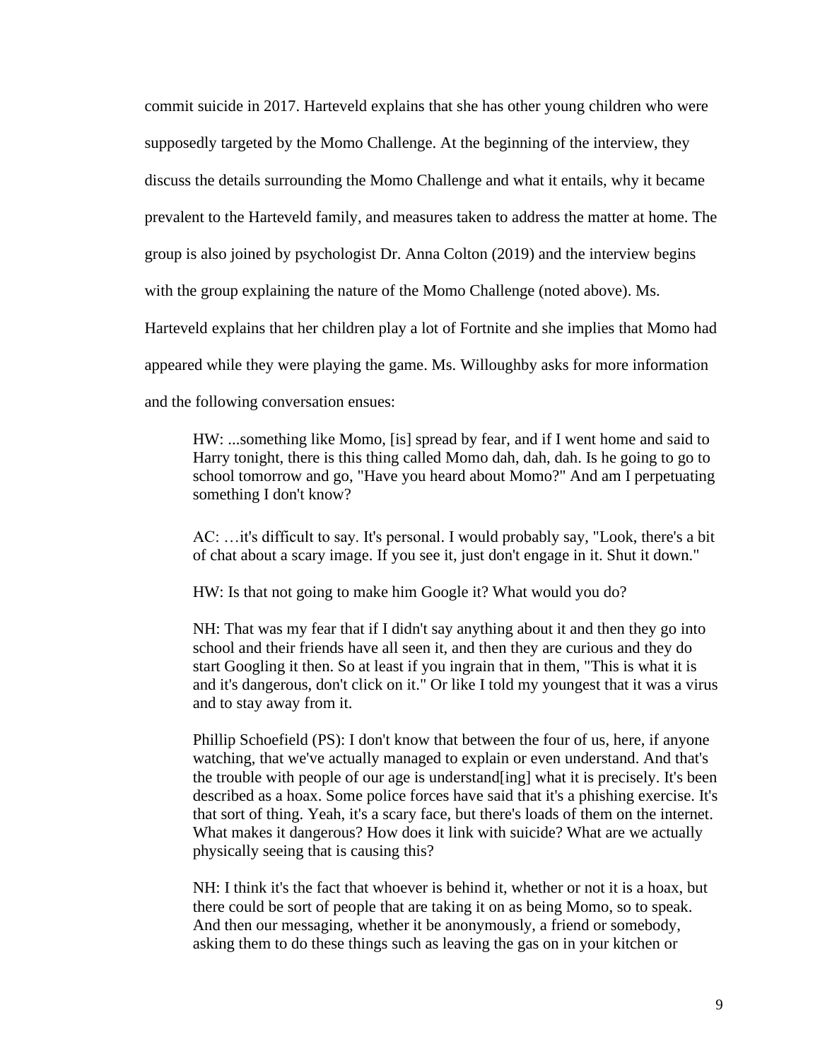commit suicide in 2017. Harteveld explains that she has other young children who were supposedly targeted by the Momo Challenge. At the beginning of the interview, they discuss the details surrounding the Momo Challenge and what it entails, why it became prevalent to the Harteveld family, and measures taken to address the matter at home. The group is also joined by psychologist Dr. Anna Colton (2019) and the interview begins with the group explaining the nature of the Momo Challenge (noted above). Ms. Harteveld explains that her children play a lot of Fortnite and she implies that Momo had appeared while they were playing the game. Ms. Willoughby asks for more information and the following conversation ensues:

> HW: ...something like Momo, [is] spread by fear, and if I went home and said to Harry tonight, there is this thing called Momo dah, dah, dah. Is he going to go to school tomorrow and go, "Have you heard about Momo?" And am I perpetuating something I don't know?
>
> AC: …it's difficult to say. It's personal. I would probably say, "Look, there's a bit of chat about a scary image. If you see it, just don't engage in it. Shut it down."
>
> HW: Is that not going to make him Google it? What would you do?
>
> NH: That was my fear that if I didn't say anything about it and then they go into school and their friends have all seen it, and then they are curious and they do start Googling it then. So at least if you ingrain that in them, "This is what it is and it's dangerous, don't click on it." Or like I told my youngest that it was a virus and to stay away from it.
>
> Phillip Schoefield (PS): I don't know that between the four of us, here, if anyone watching, that we've actually managed to explain or even understand. And that's the trouble with people of our age is understand[ing] what it is precisely. It's been described as a hoax. Some police forces have said that it's a phishing exercise. It's that sort of thing. Yeah, it's a scary face, but there's loads of them on the internet. What makes it dangerous? How does it link with suicide? What are we actually physically seeing that is causing this?
>
> NH: I think it's the fact that whoever is behind it, whether or not it is a hoax, but there could be sort of people that are taking it on as being Momo, so to speak. And then our messaging, whether it be anonymously, a friend or somebody, asking them to do these things such as leaving the gas on in your kitchen or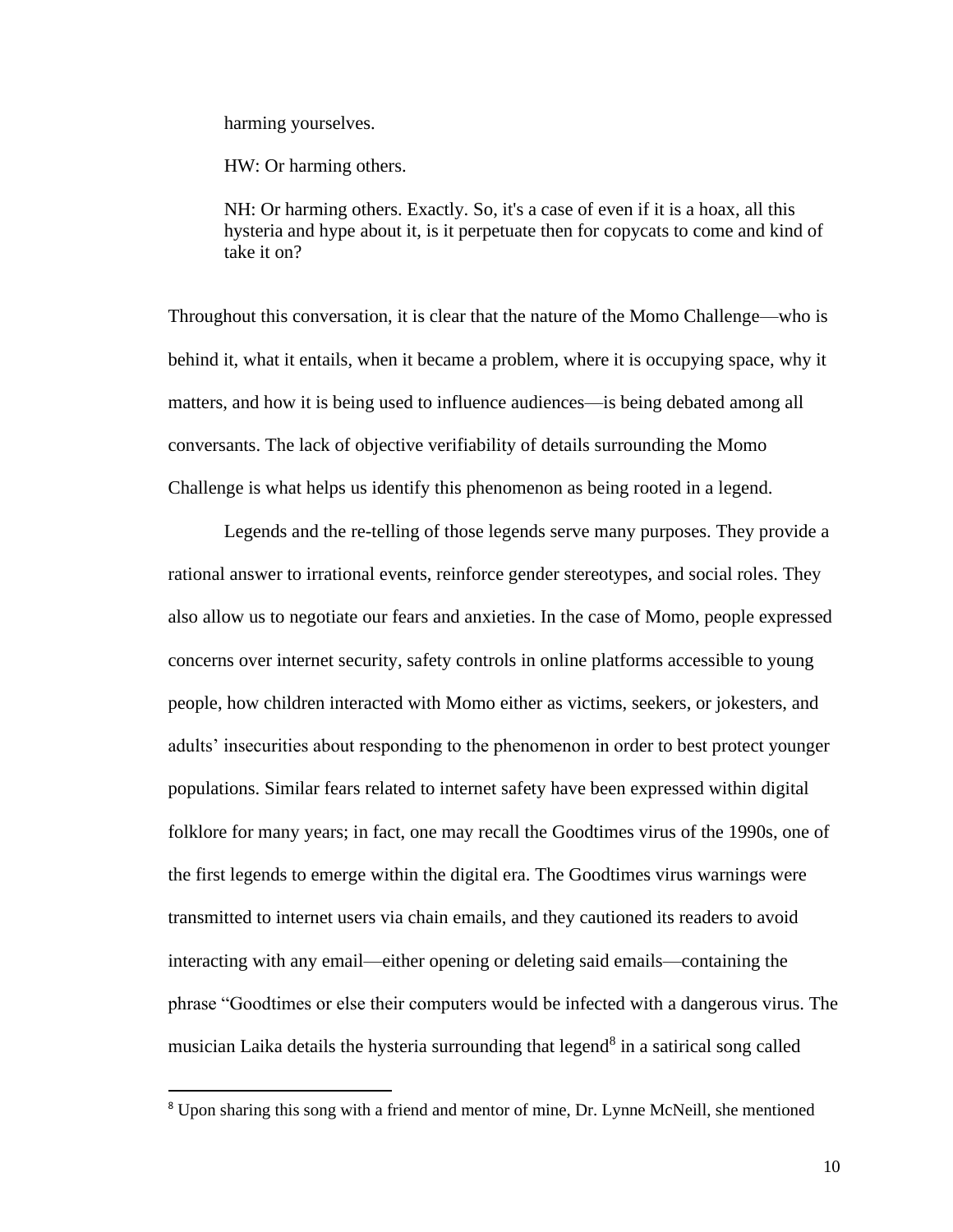> harming yourselves.
>
> HW: Or harming others.
>
> NH: Or harming others. Exactly. So, it's a case of even if it is a hoax, all this hysteria and hype about it, is it perpetuate then for copycats to come and kind of take it on?

Throughout this conversation, it is clear that the nature of the Momo Challenge—who is behind it, what it entails, when it became a problem, where it is occupying space, why it matters, and how it is being used to influence audiences—is being debated among all conversants. The lack of objective verifiability of details surrounding the Momo Challenge is what helps us identify this phenomenon as being rooted in a legend.

Legends and the re-telling of those legends serve many purposes. They provide a rational answer to irrational events, reinforce gender stereotypes, and social roles. They also allow us to negotiate our fears and anxieties. In the case of Momo, people expressed concerns over internet security, safety controls in online platforms accessible to young people, how children interacted with Momo either as victims, seekers, or jokesters, and adults' insecurities about responding to the phenomenon in order to best protect younger populations. Similar fears related to internet safety have been expressed within digital folklore for many years; in fact, one may recall the Goodtimes virus of the 1990s, one of the first legends to emerge within the digital era. The Goodtimes virus warnings were transmitted to internet users via chain emails, and they cautioned its readers to avoid interacting with any email—either opening or deleting said emails—containing the phrase "Goodtimes or else their computers would be infected with a dangerous virus. The musician Laika details the hysteria surrounding that legend[8] in a satirical song called

[8] Upon sharing this song with a friend and mentor of mine, Dr. Lynne McNeill, she mentioned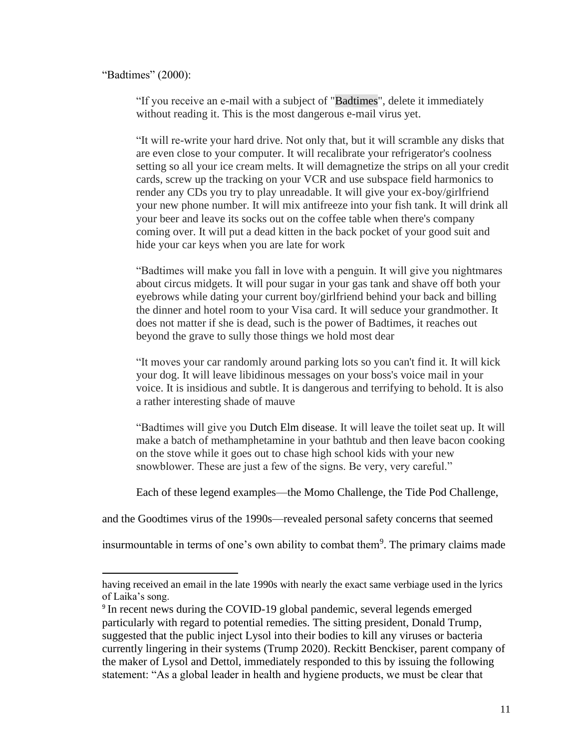"Badtimes" (2000):

> "If you receive an e-mail with a subject of "Badtimes", delete it immediately without reading it. This is the most dangerous e-mail virus yet.
>
> "It will re-write your hard drive. Not only that, but it will scramble any disks that are even close to your computer. It will recalibrate your refrigerator's coolness setting so all your ice cream melts. It will demagnetize the strips on all your credit cards, screw up the tracking on your VCR and use subspace field harmonics to render any CDs you try to play unreadable. It will give your ex-boy/girlfriend your new phone number. It will mix antifreeze into your fish tank. It will drink all your beer and leave its socks out on the coffee table when there's company coming over. It will put a dead kitten in the back pocket of your good suit and hide your car keys when you are late for work
>
> "Badtimes will make you fall in love with a penguin. It will give you nightmares about circus midgets. It will pour sugar in your gas tank and shave off both your eyebrows while dating your current boy/girlfriend behind your back and billing the dinner and hotel room to your Visa card. It will seduce your grandmother. It does not matter if she is dead, such is the power of Badtimes, it reaches out beyond the grave to sully those things we hold most dear
>
> "It moves your car randomly around parking lots so you can't find it. It will kick your dog. It will leave libidinous messages on your boss's voice mail in your voice. It is insidious and subtle. It is dangerous and terrifying to behold. It is also a rather interesting shade of mauve
>
> "Badtimes will give you Dutch Elm disease. It will leave the toilet seat up. It will make a batch of methamphetamine in your bathtub and then leave bacon cooking on the stove while it goes out to chase high school kids with your new snowblower. These are just a few of the signs. Be very, very careful."

Each of these legend examples—the Momo Challenge, the Tide Pod Challenge, and the Goodtimes virus of the 1990s—revealed personal safety concerns that seemed insurmountable in terms of one's own ability to combat them[9]. The primary claims made

---

having received an email in the late 1990s with nearly the exact same verbiage used in the lyrics of Laika's song.

[9] In recent news during the COVID-19 global pandemic, several legends emerged particularly with regard to potential remedies. The sitting president, Donald Trump, suggested that the public inject Lysol into their bodies to kill any viruses or bacteria currently lingering in their systems (Trump 2020). Reckitt Benckiser, parent company of the maker of Lysol and Dettol, immediately responded to this by issuing the following statement: "As a global leader in health and hygiene products, we must be clear that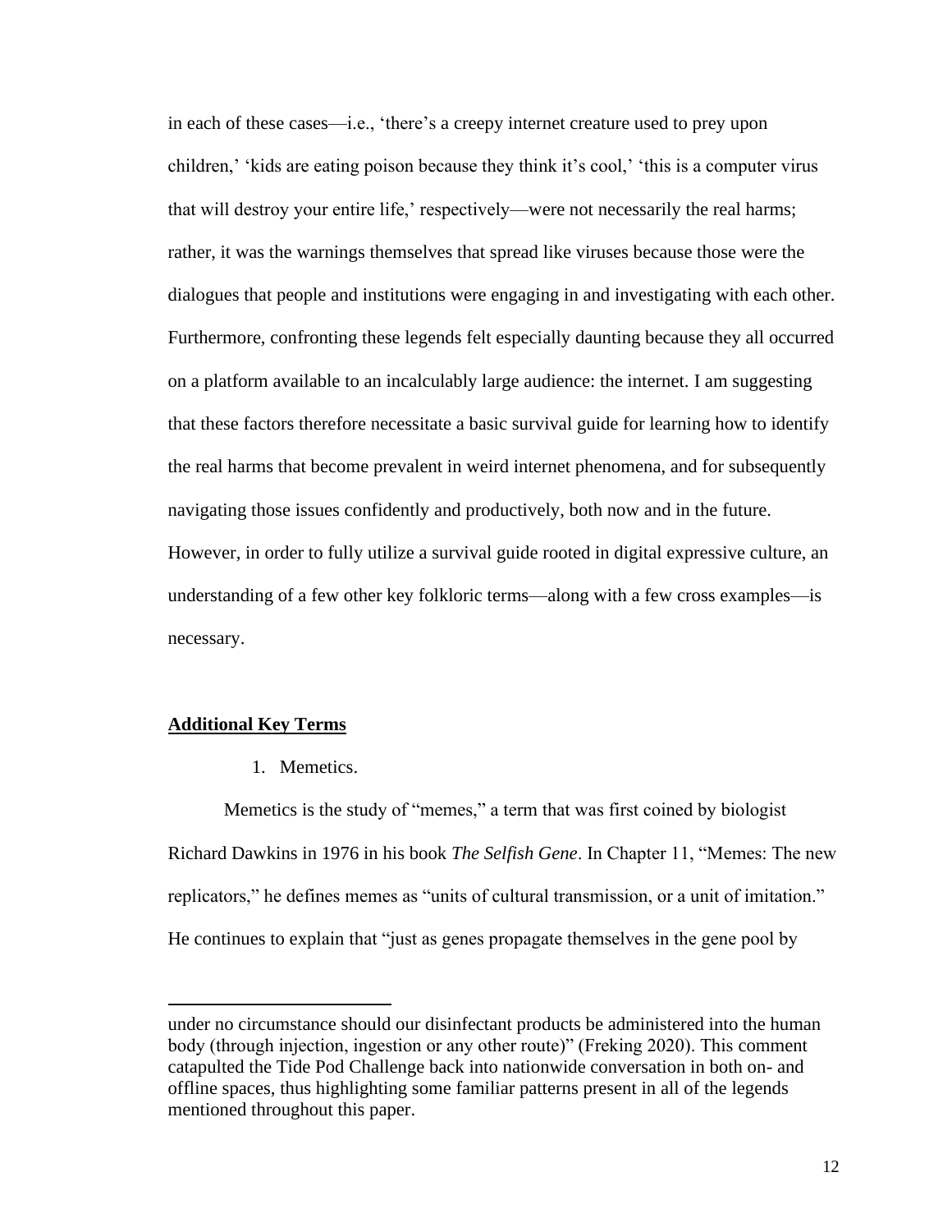in each of these cases—i.e., 'there's a creepy internet creature used to prey upon children,' 'kids are eating poison because they think it's cool,' 'this is a computer virus that will destroy your entire life,' respectively—were not necessarily the real harms; rather, it was the warnings themselves that spread like viruses because those were the dialogues that people and institutions were engaging in and investigating with each other. Furthermore, confronting these legends felt especially daunting because they all occurred on a platform available to an incalculably large audience: the internet. I am suggesting that these factors therefore necessitate a basic survival guide for learning how to identify the real harms that become prevalent in weird internet phenomena, and for subsequently navigating those issues confidently and productively, both now and in the future. However, in order to fully utilize a survival guide rooted in digital expressive culture, an understanding of a few other key folkloric terms—along with a few cross examples—is necessary.

## **Additional Key Terms**

1. Memetics.

Memetics is the study of "memes," a term that was first coined by biologist Richard Dawkins in 1976 in his book *The Selfish Gene*. In Chapter 11, "Memes: The new replicators," he defines memes as "units of cultural transmission, or a unit of imitation." He continues to explain that "just as genes propagate themselves in the gene pool by

---

under no circumstance should our disinfectant products be administered into the human body (through injection, ingestion or any other route)" (Freking 2020). This comment catapulted the Tide Pod Challenge back into nationwide conversation in both on- and offline spaces, thus highlighting some familiar patterns present in all of the legends mentioned throughout this paper.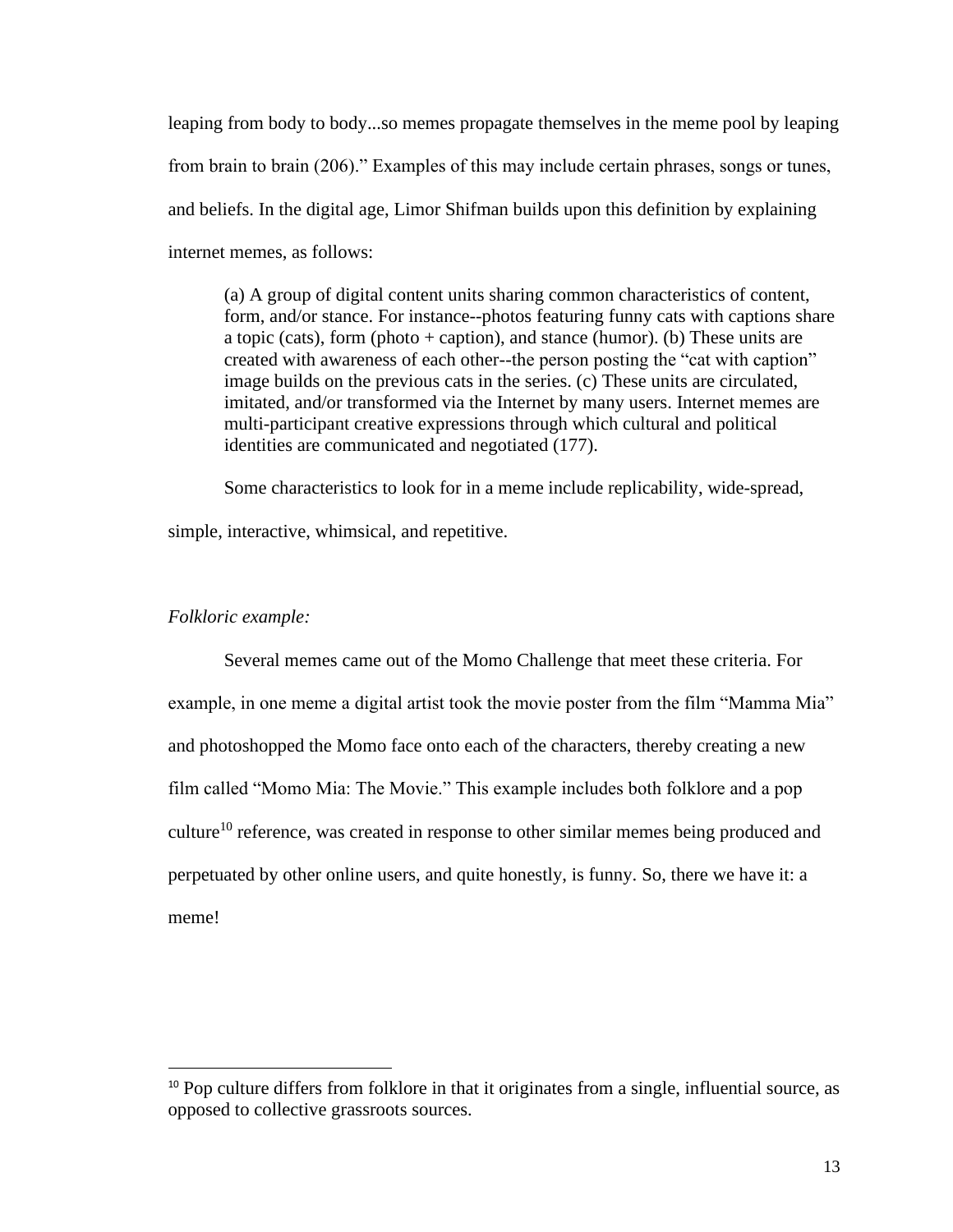leaping from body to body...so memes propagate themselves in the meme pool by leaping from brain to brain (206)." Examples of this may include certain phrases, songs or tunes, and beliefs. In the digital age, Limor Shifman builds upon this definition by explaining internet memes, as follows:

> (a) A group of digital content units sharing common characteristics of content, form, and/or stance. For instance--photos featuring funny cats with captions share a topic (cats), form (photo + caption), and stance (humor). (b) These units are created with awareness of each other--the person posting the "cat with caption" image builds on the previous cats in the series. (c) These units are circulated, imitated, and/or transformed via the Internet by many users. Internet memes are multi-participant creative expressions through which cultural and political identities are communicated and negotiated (177).

Some characteristics to look for in a meme include replicability, wide-spread, simple, interactive, whimsical, and repetitive.

*Folkloric example:*

Several memes came out of the Momo Challenge that meet these criteria. For example, in one meme a digital artist took the movie poster from the film "Mamma Mia" and photoshopped the Momo face onto each of the characters, thereby creating a new film called "Momo Mia: The Movie." This example includes both folklore and a pop culture[10] reference, was created in response to other similar memes being produced and perpetuated by other online users, and quite honestly, is funny. So, there we have it: a meme!

---

[10] Pop culture differs from folklore in that it originates from a single, influential source, as opposed to collective grassroots sources.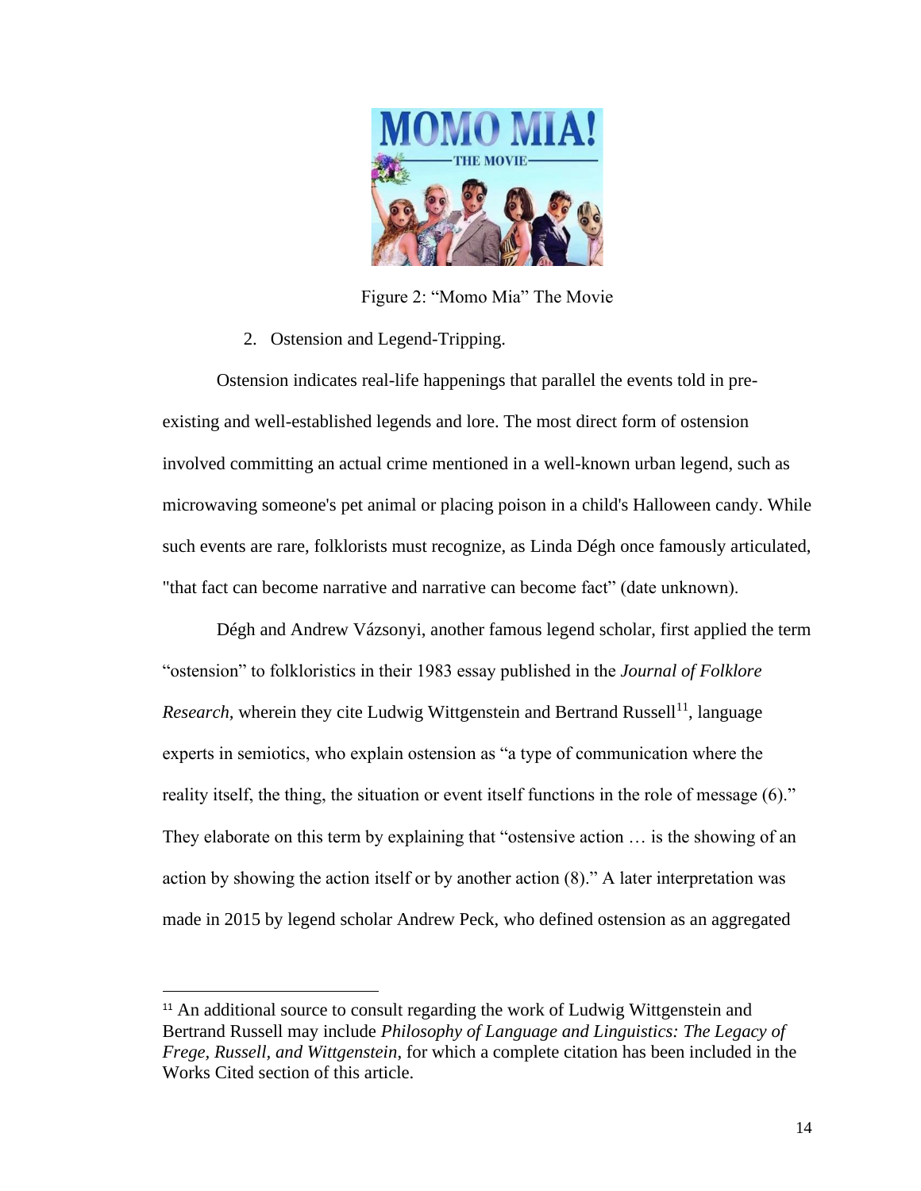Figure 2: "Momo Mia" The Movie

2. Ostension and Legend-Tripping.

Ostension indicates real-life happenings that parallel the events told in pre-existing and well-established legends and lore. The most direct form of ostension involved committing an actual crime mentioned in a well-known urban legend, such as microwaving someone's pet animal or placing poison in a child's Halloween candy. While such events are rare, folklorists must recognize, as Linda Dégh once famously articulated, "that fact can become narrative and narrative can become fact" (date unknown).

Dégh and Andrew Vázsonyi, another famous legend scholar, first applied the term "ostension" to folkloristics in their 1983 essay published in the *Journal of Folklore Research*, wherein they cite Ludwig Wittgenstein and Bertrand Russell[11], language experts in semiotics, who explain ostension as "a type of communication where the reality itself, the thing, the situation or event itself functions in the role of message (6)." They elaborate on this term by explaining that "ostensive action … is the showing of an action by showing the action itself or by another action (8)." A later interpretation was made in 2015 by legend scholar Andrew Peck, who defined ostension as an aggregated

[11] An additional source to consult regarding the work of Ludwig Wittgenstein and Bertrand Russell may include *Philosophy of Language and Linguistics: The Legacy of Frege, Russell, and Wittgenstein*, for which a complete citation has been included in the Works Cited section of this article.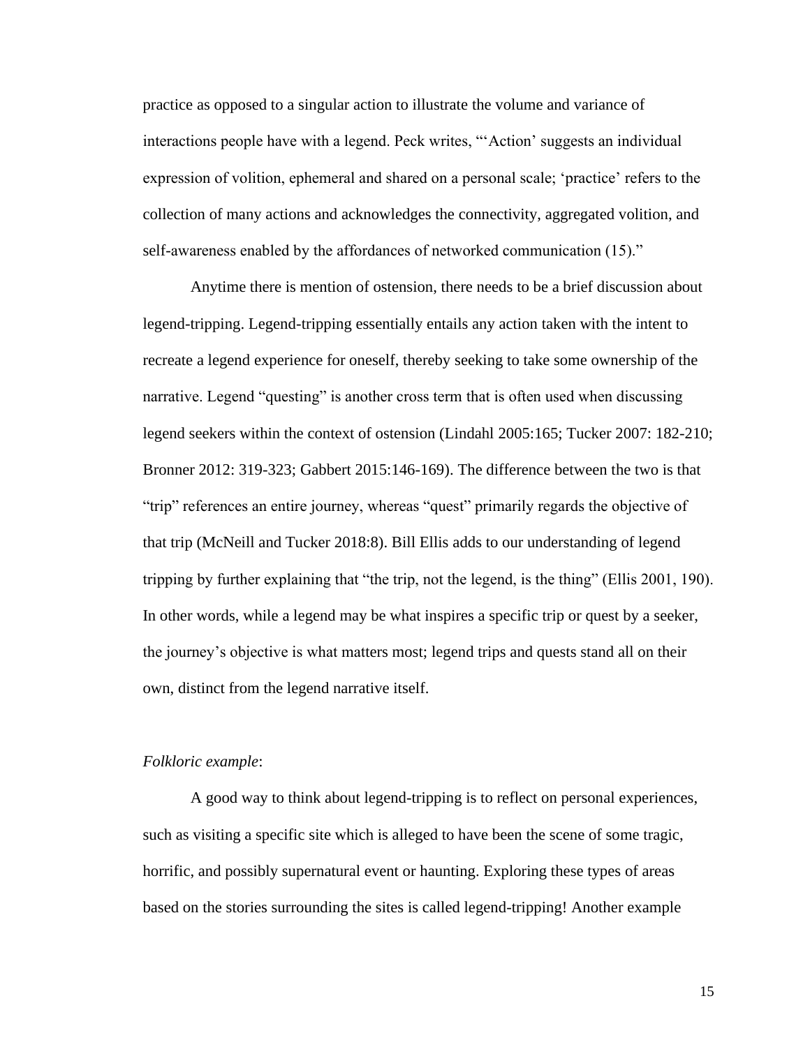practice as opposed to a singular action to illustrate the volume and variance of interactions people have with a legend. Peck writes, "'Action' suggests an individual expression of volition, ephemeral and shared on a personal scale; 'practice' refers to the collection of many actions and acknowledges the connectivity, aggregated volition, and self-awareness enabled by the affordances of networked communication (15)."

Anytime there is mention of ostension, there needs to be a brief discussion about legend-tripping. Legend-tripping essentially entails any action taken with the intent to recreate a legend experience for oneself, thereby seeking to take some ownership of the narrative. Legend "questing" is another cross term that is often used when discussing legend seekers within the context of ostension (Lindahl 2005:165; Tucker 2007: 182-210; Bronner 2012: 319-323; Gabbert 2015:146-169). The difference between the two is that "trip" references an entire journey, whereas "quest" primarily regards the objective of that trip (McNeill and Tucker 2018:8). Bill Ellis adds to our understanding of legend tripping by further explaining that "the trip, not the legend, is the thing" (Ellis 2001, 190). In other words, while a legend may be what inspires a specific trip or quest by a seeker, the journey's objective is what matters most; legend trips and quests stand all on their own, distinct from the legend narrative itself.

*Folkloric example*:

A good way to think about legend-tripping is to reflect on personal experiences, such as visiting a specific site which is alleged to have been the scene of some tragic, horrific, and possibly supernatural event or haunting. Exploring these types of areas based on the stories surrounding the sites is called legend-tripping! Another example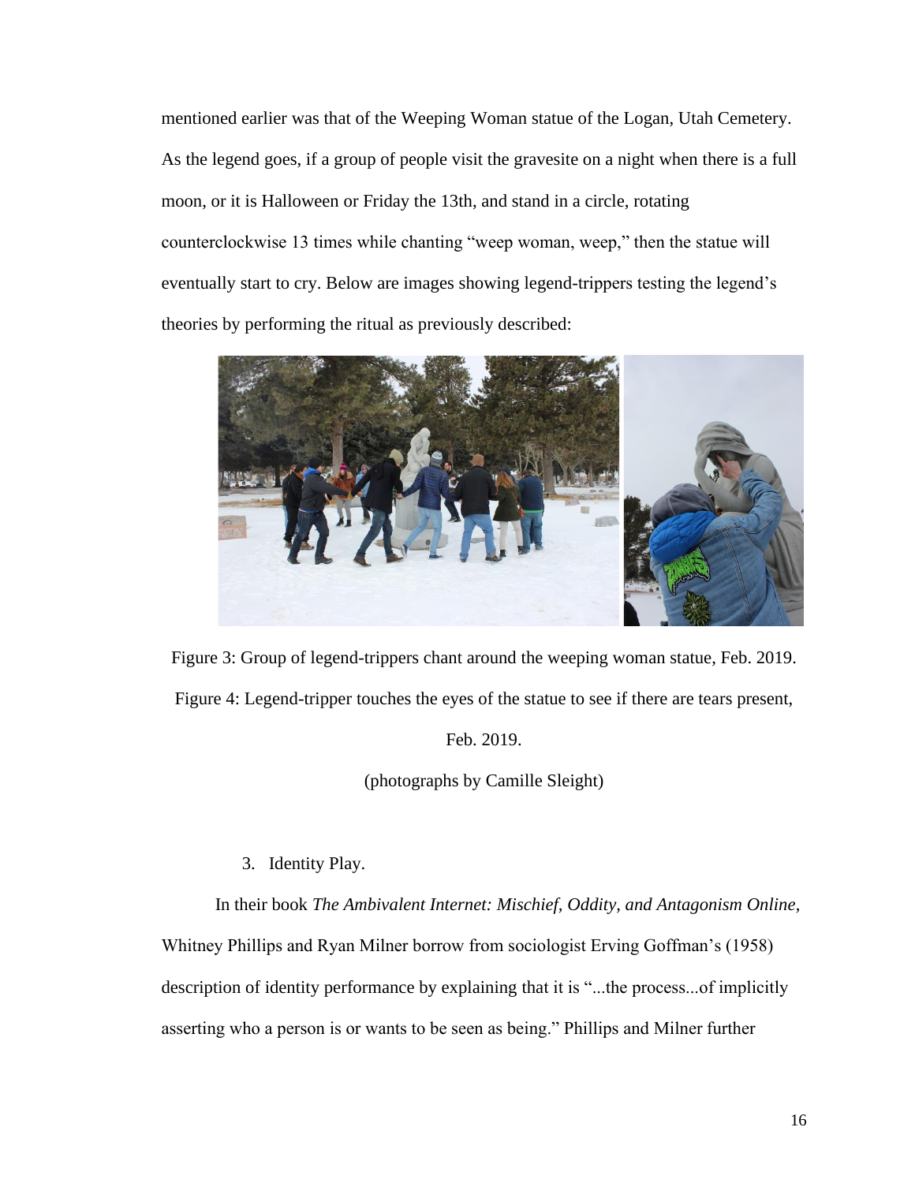mentioned earlier was that of the Weeping Woman statue of the Logan, Utah Cemetery. As the legend goes, if a group of people visit the gravesite on a night when there is a full moon, or it is Halloween or Friday the 13th, and stand in a circle, rotating counterclockwise 13 times while chanting "weep woman, weep," then the statue will eventually start to cry. Below are images showing legend-trippers testing the legend's theories by performing the ritual as previously described:

Figure 3: Group of legend-trippers chant around the weeping woman statue, Feb. 2019.

Figure 4: Legend-tripper touches the eyes of the statue to see if there are tears present, Feb. 2019.

(photographs by Camille Sleight)

3. Identity Play.

In their book *The Ambivalent Internet: Mischief, Oddity, and Antagonism Online*, Whitney Phillips and Ryan Milner borrow from sociologist Erving Goffman's (1958) description of identity performance by explaining that it is "...the process...of implicitly asserting who a person is or wants to be seen as being." Phillips and Milner further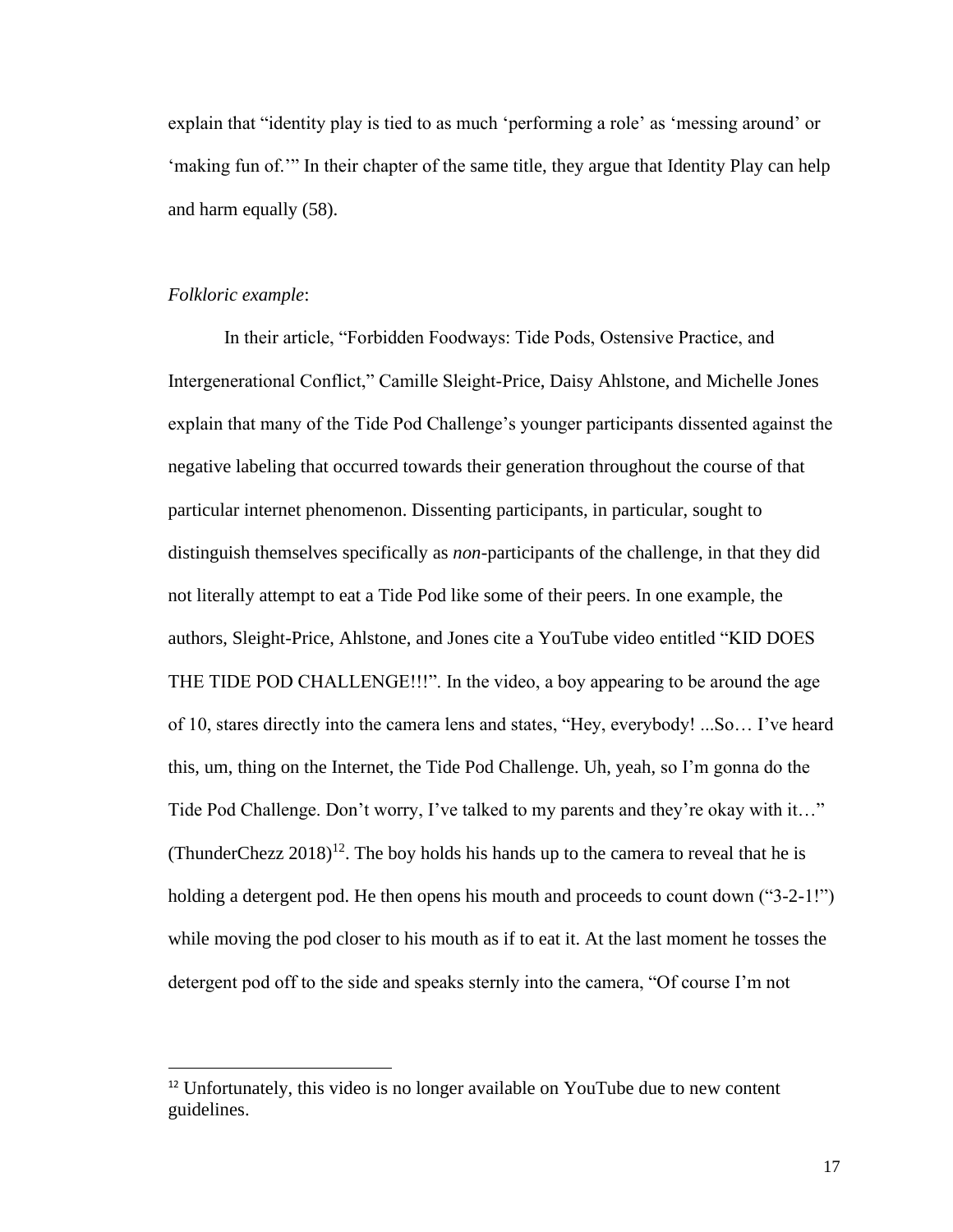explain that "identity play is tied to as much 'performing a role' as 'messing around' or 'making fun of.'" In their chapter of the same title, they argue that Identity Play can help and harm equally (58).

*Folkloric example*:

In their article, "Forbidden Foodways: Tide Pods, Ostensive Practice, and Intergenerational Conflict," Camille Sleight-Price, Daisy Ahlstone, and Michelle Jones explain that many of the Tide Pod Challenge's younger participants dissented against the negative labeling that occurred towards their generation throughout the course of that particular internet phenomenon. Dissenting participants, in particular, sought to distinguish themselves specifically as *non*-participants of the challenge, in that they did not literally attempt to eat a Tide Pod like some of their peers. In one example, the authors, Sleight-Price, Ahlstone, and Jones cite a YouTube video entitled "KID DOES THE TIDE POD CHALLENGE!!!". In the video, a boy appearing to be around the age of 10, stares directly into the camera lens and states, "Hey, everybody! ...So… I've heard this, um, thing on the Internet, the Tide Pod Challenge. Uh, yeah, so I'm gonna do the Tide Pod Challenge. Don't worry, I've talked to my parents and they're okay with it…" (ThunderChezz 2018)[12]. The boy holds his hands up to the camera to reveal that he is holding a detergent pod. He then opens his mouth and proceeds to count down ("3-2-1!") while moving the pod closer to his mouth as if to eat it. At the last moment he tosses the detergent pod off to the side and speaks sternly into the camera, "Of course I'm not

[12] Unfortunately, this video is no longer available on YouTube due to new content guidelines.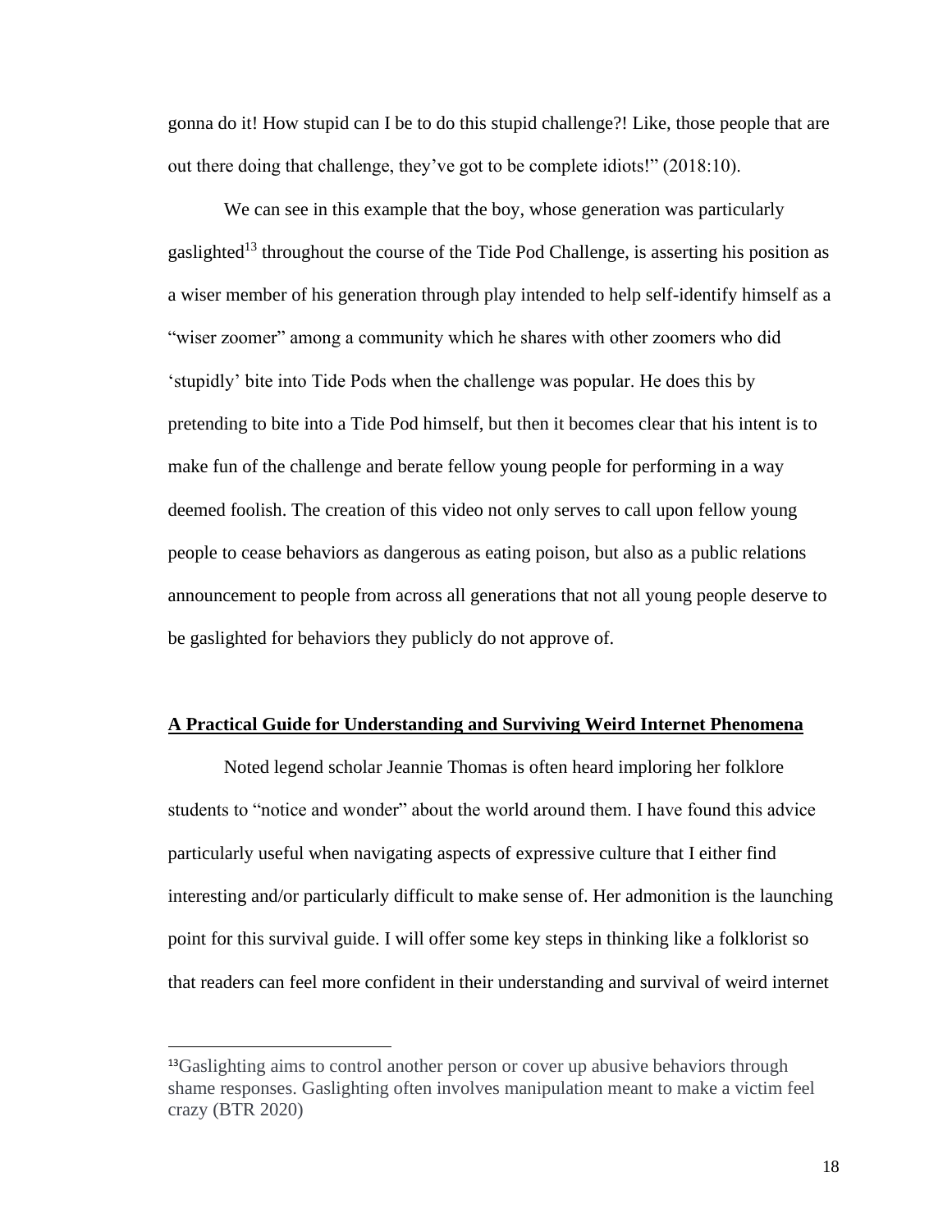gonna do it! How stupid can I be to do this stupid challenge?! Like, those people that are out there doing that challenge, they've got to be complete idiots!" (2018:10).

We can see in this example that the boy, whose generation was particularly gaslighted[13] throughout the course of the Tide Pod Challenge, is asserting his position as a wiser member of his generation through play intended to help self-identify himself as a "wiser zoomer" among a community which he shares with other zoomers who did 'stupidly' bite into Tide Pods when the challenge was popular. He does this by pretending to bite into a Tide Pod himself, but then it becomes clear that his intent is to make fun of the challenge and berate fellow young people for performing in a way deemed foolish. The creation of this video not only serves to call upon fellow young people to cease behaviors as dangerous as eating poison, but also as a public relations announcement to people from across all generations that not all young people deserve to be gaslighted for behaviors they publicly do not approve of.

## <u>**A Practical Guide for Understanding and Surviving Weird Internet Phenomena**</u>

Noted legend scholar Jeannie Thomas is often heard imploring her folklore students to "notice and wonder" about the world around them. I have found this advice particularly useful when navigating aspects of expressive culture that I either find interesting and/or particularly difficult to make sense of. Her admonition is the launching point for this survival guide. I will offer some key steps in thinking like a folklorist so that readers can feel more confident in their understanding and survival of weird internet

---

[13]Gaslighting aims to control another person or cover up abusive behaviors through shame responses. Gaslighting often involves manipulation meant to make a victim feel crazy (BTR 2020)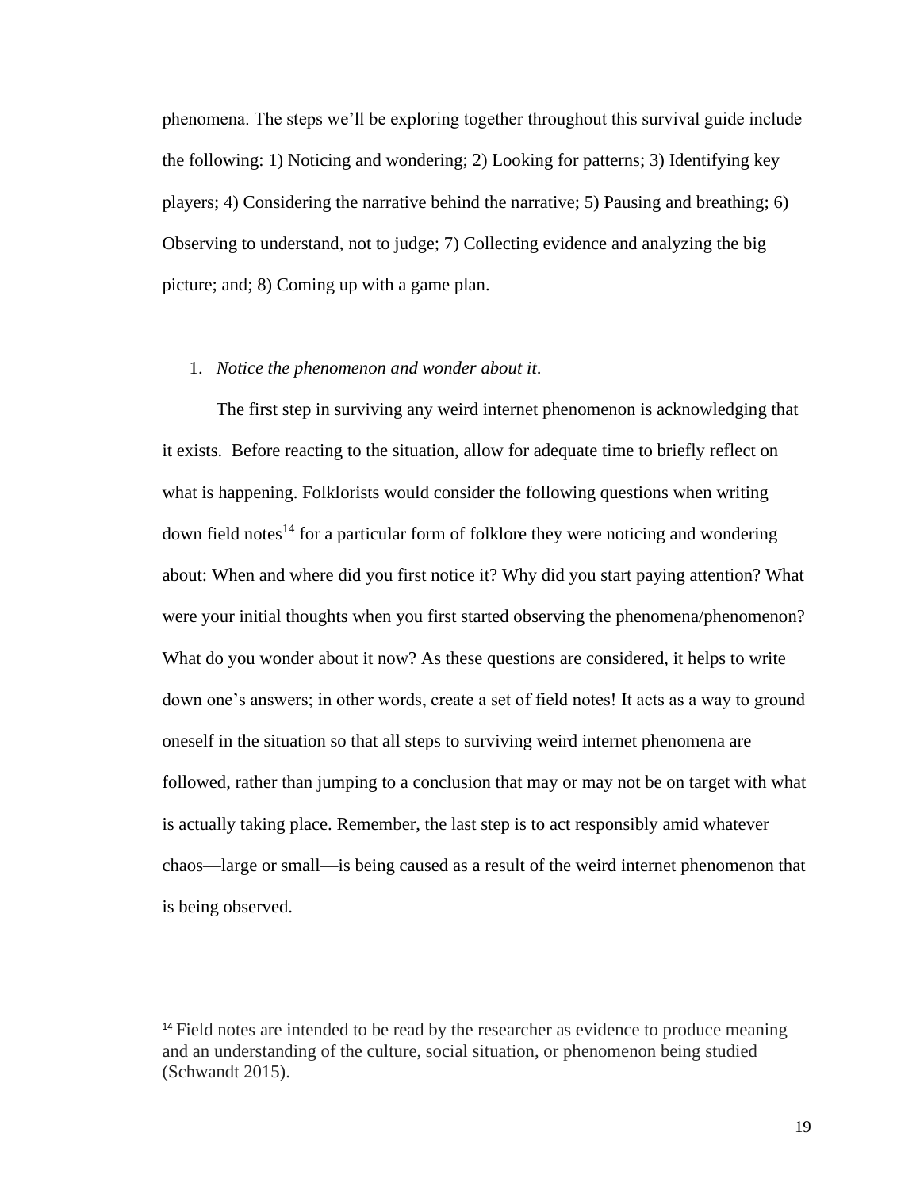phenomena. The steps we'll be exploring together throughout this survival guide include the following: 1) Noticing and wondering; 2) Looking for patterns; 3) Identifying key players; 4) Considering the narrative behind the narrative; 5) Pausing and breathing; 6) Observing to understand, not to judge; 7) Collecting evidence and analyzing the big picture; and; 8) Coming up with a game plan.

1. *Notice the phenomenon and wonder about it*.

The first step in surviving any weird internet phenomenon is acknowledging that it exists. Before reacting to the situation, allow for adequate time to briefly reflect on what is happening. Folklorists would consider the following questions when writing down field notes[14] for a particular form of folklore they were noticing and wondering about: When and where did you first notice it? Why did you start paying attention? What were your initial thoughts when you first started observing the phenomena/phenomenon? What do you wonder about it now? As these questions are considered, it helps to write down one's answers; in other words, create a set of field notes! It acts as a way to ground oneself in the situation so that all steps to surviving weird internet phenomena are followed, rather than jumping to a conclusion that may or may not be on target with what is actually taking place. Remember, the last step is to act responsibly amid whatever chaos—large or small—is being caused as a result of the weird internet phenomenon that is being observed.

[14] Field notes are intended to be read by the researcher as evidence to produce meaning and an understanding of the culture, social situation, or phenomenon being studied (Schwandt 2015).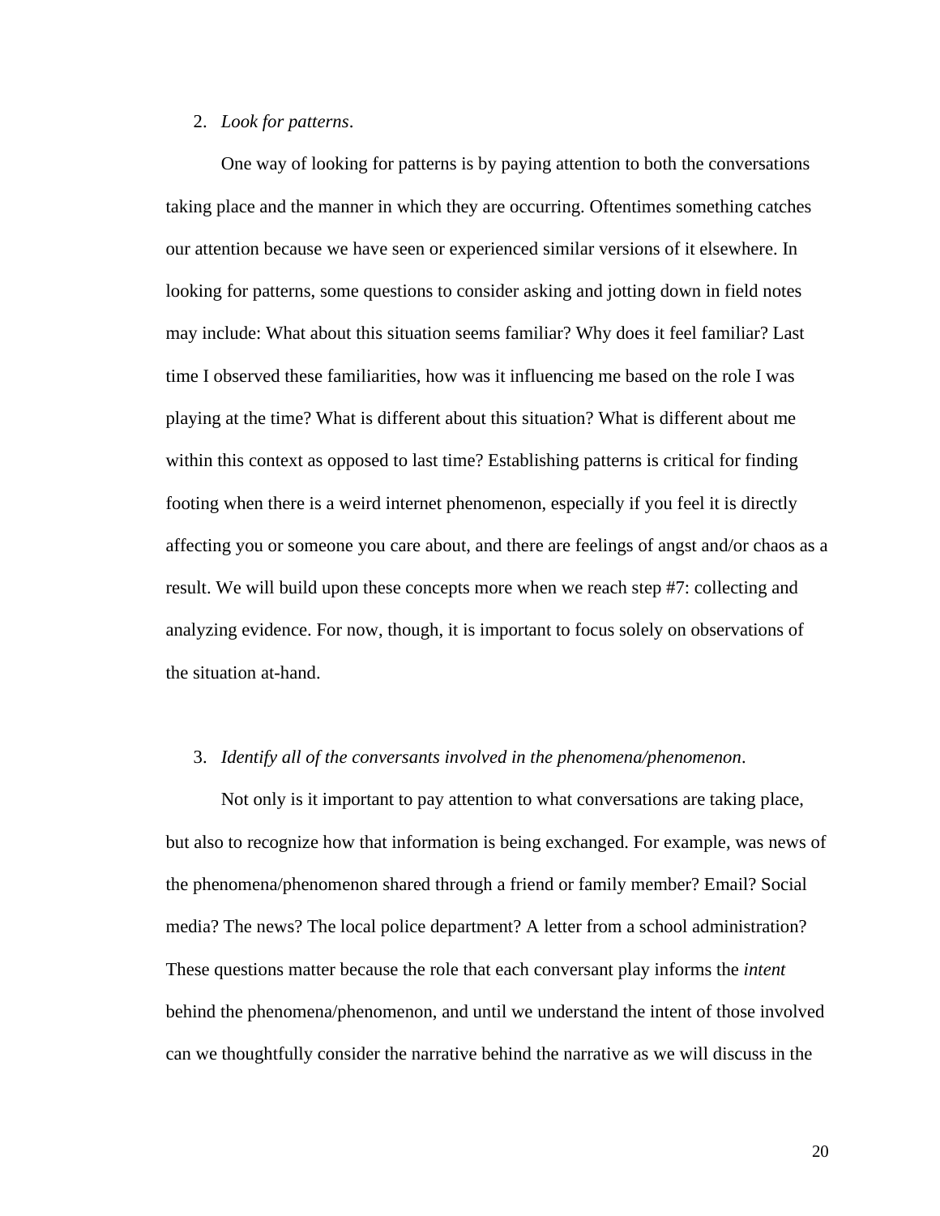2. *Look for patterns*.

One way of looking for patterns is by paying attention to both the conversations taking place and the manner in which they are occurring. Oftentimes something catches our attention because we have seen or experienced similar versions of it elsewhere. In looking for patterns, some questions to consider asking and jotting down in field notes may include: What about this situation seems familiar? Why does it feel familiar? Last time I observed these familiarities, how was it influencing me based on the role I was playing at the time? What is different about this situation? What is different about me within this context as opposed to last time? Establishing patterns is critical for finding footing when there is a weird internet phenomenon, especially if you feel it is directly affecting you or someone you care about, and there are feelings of angst and/or chaos as a result. We will build upon these concepts more when we reach step #7: collecting and analyzing evidence. For now, though, it is important to focus solely on observations of the situation at-hand.

3. *Identify all of the conversants involved in the phenomena/phenomenon*.

Not only is it important to pay attention to what conversations are taking place, but also to recognize how that information is being exchanged. For example, was news of the phenomena/phenomenon shared through a friend or family member? Email? Social media? The news? The local police department? A letter from a school administration? These questions matter because the role that each conversant play informs the *intent* behind the phenomena/phenomenon, and until we understand the intent of those involved can we thoughtfully consider the narrative behind the narrative as we will discuss in the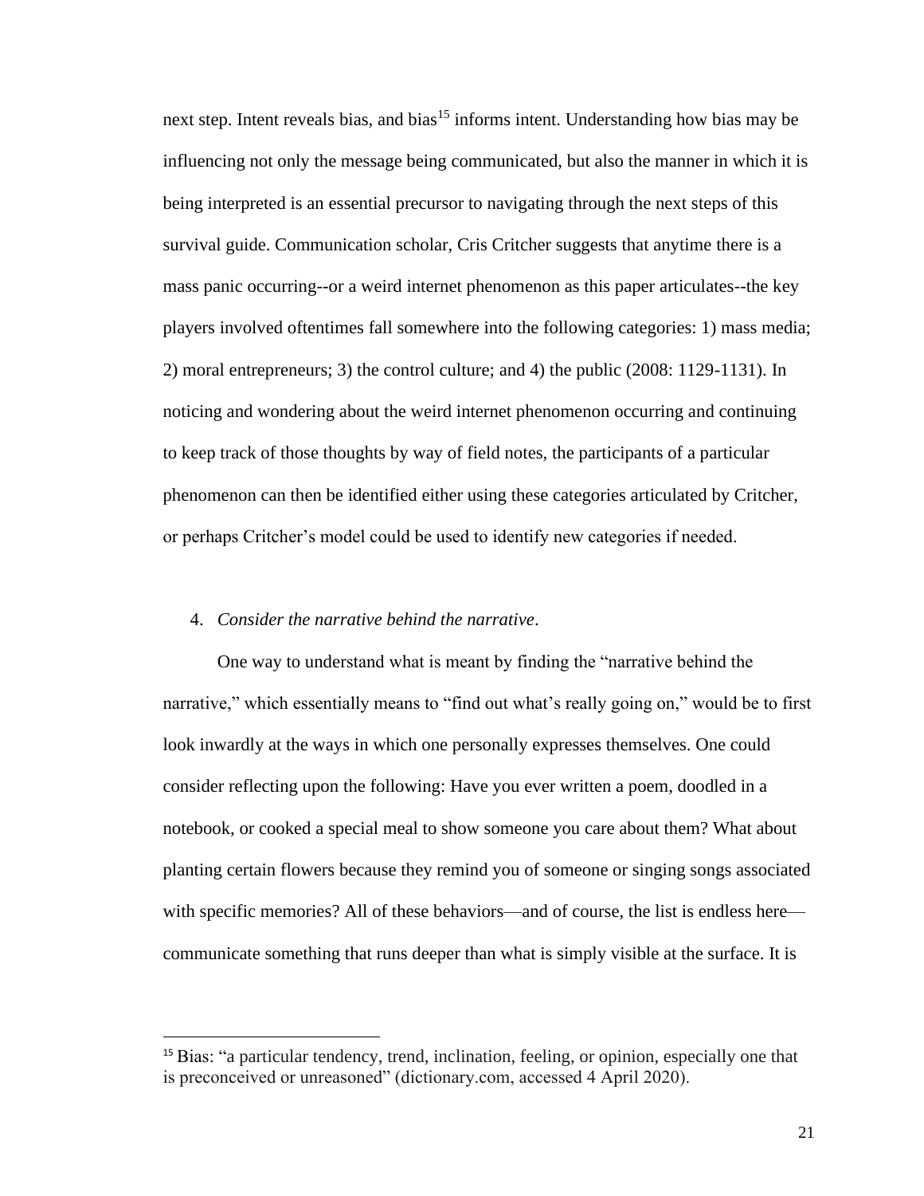next step. Intent reveals bias, and bias[15] informs intent. Understanding how bias may be influencing not only the message being communicated, but also the manner in which it is being interpreted is an essential precursor to navigating through the next steps of this survival guide. Communication scholar, Cris Critcher suggests that anytime there is a mass panic occurring--or a weird internet phenomenon as this paper articulates--the key players involved oftentimes fall somewhere into the following categories: 1) mass media; 2) moral entrepreneurs; 3) the control culture; and 4) the public (2008: 1129-1131). In noticing and wondering about the weird internet phenomenon occurring and continuing to keep track of those thoughts by way of field notes, the participants of a particular phenomenon can then be identified either using these categories articulated by Critcher, or perhaps Critcher's model could be used to identify new categories if needed.

4. *Consider the narrative behind the narrative*.

One way to understand what is meant by finding the "narrative behind the narrative," which essentially means to "find out what's really going on," would be to first look inwardly at the ways in which one personally expresses themselves. One could consider reflecting upon the following: Have you ever written a poem, doodled in a notebook, or cooked a special meal to show someone you care about them? What about planting certain flowers because they remind you of someone or singing songs associated with specific memories? All of these behaviors—and of course, the list is endless here—communicate something that runs deeper than what is simply visible at the surface. It is

[15] Bias: "a particular tendency, trend, inclination, feeling, or opinion, especially one that is preconceived or unreasoned" (dictionary.com, accessed 4 April 2020).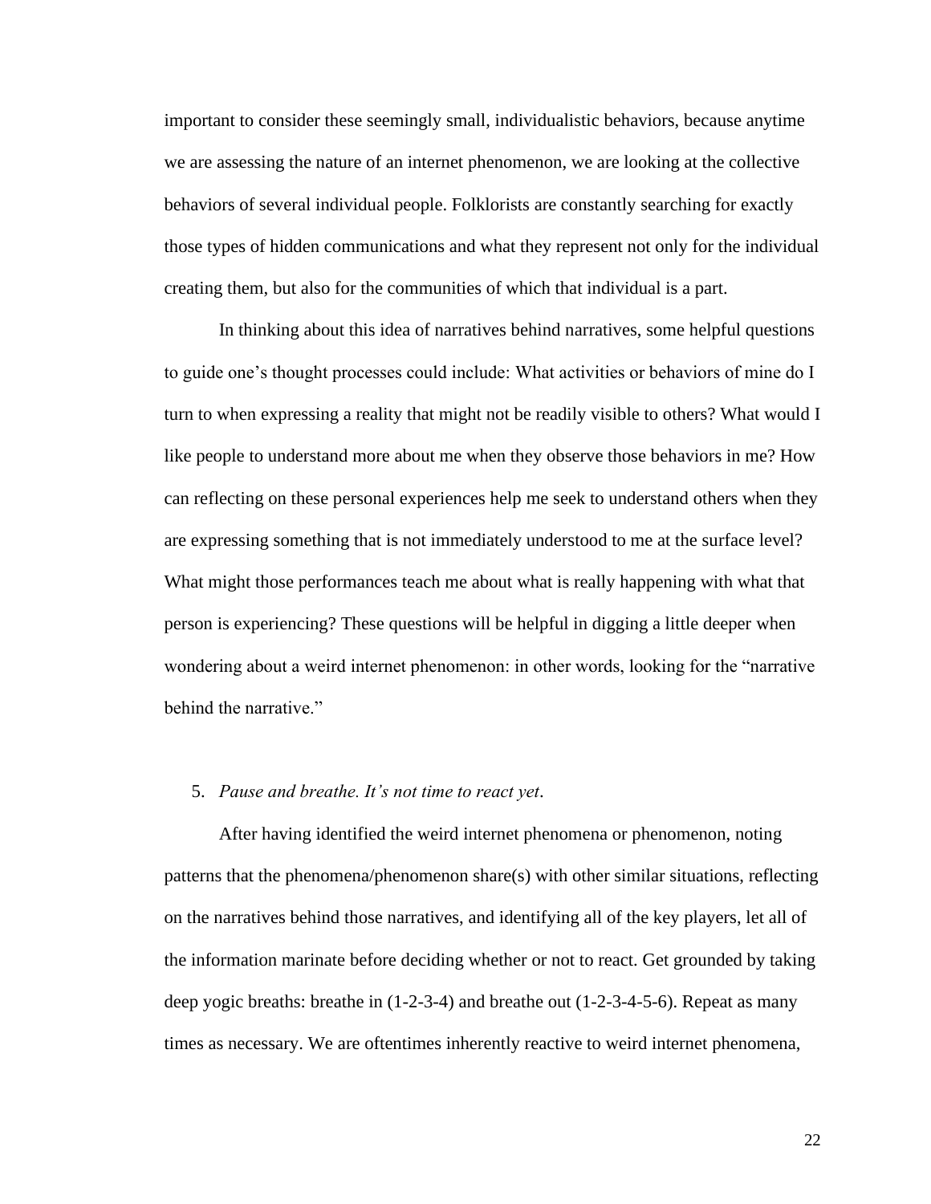important to consider these seemingly small, individualistic behaviors, because anytime we are assessing the nature of an internet phenomenon, we are looking at the collective behaviors of several individual people. Folklorists are constantly searching for exactly those types of hidden communications and what they represent not only for the individual creating them, but also for the communities of which that individual is a part.

In thinking about this idea of narratives behind narratives, some helpful questions to guide one's thought processes could include: What activities or behaviors of mine do I turn to when expressing a reality that might not be readily visible to others? What would I like people to understand more about me when they observe those behaviors in me? How can reflecting on these personal experiences help me seek to understand others when they are expressing something that is not immediately understood to me at the surface level? What might those performances teach me about what is really happening with what that person is experiencing? These questions will be helpful in digging a little deeper when wondering about a weird internet phenomenon: in other words, looking for the "narrative behind the narrative."

5. *Pause and breathe. It's not time to react yet*.

After having identified the weird internet phenomena or phenomenon, noting patterns that the phenomena/phenomenon share(s) with other similar situations, reflecting on the narratives behind those narratives, and identifying all of the key players, let all of the information marinate before deciding whether or not to react. Get grounded by taking deep yogic breaths: breathe in (1-2-3-4) and breathe out (1-2-3-4-5-6). Repeat as many times as necessary. We are oftentimes inherently reactive to weird internet phenomena,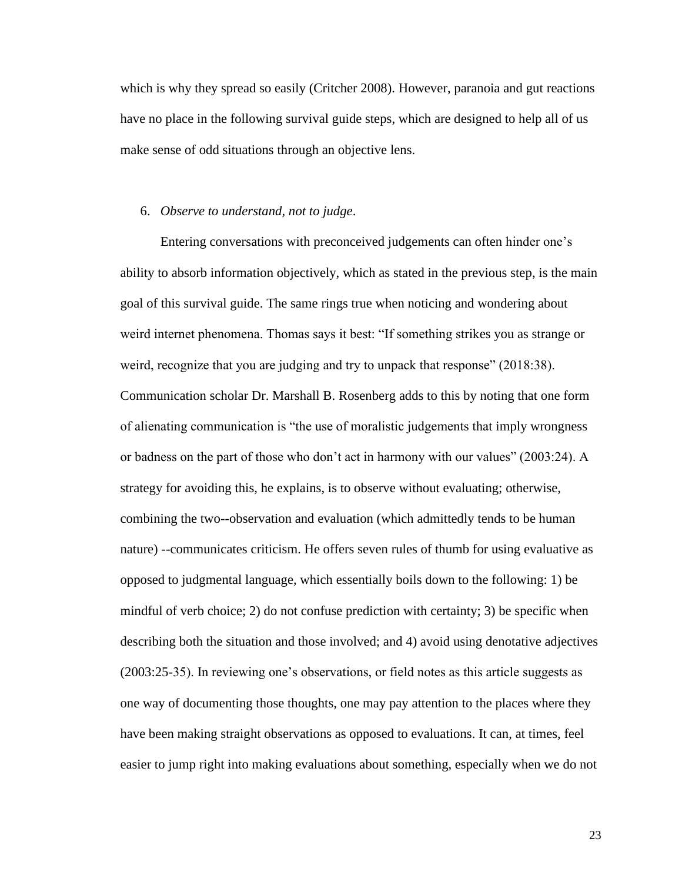which is why they spread so easily (Critcher 2008). However, paranoia and gut reactions have no place in the following survival guide steps, which are designed to help all of us make sense of odd situations through an objective lens.

6. *Observe to understand, not to judge*.

Entering conversations with preconceived judgements can often hinder one's ability to absorb information objectively, which as stated in the previous step, is the main goal of this survival guide. The same rings true when noticing and wondering about weird internet phenomena. Thomas says it best: "If something strikes you as strange or weird, recognize that you are judging and try to unpack that response" (2018:38). Communication scholar Dr. Marshall B. Rosenberg adds to this by noting that one form of alienating communication is "the use of moralistic judgements that imply wrongness or badness on the part of those who don't act in harmony with our values" (2003:24). A strategy for avoiding this, he explains, is to observe without evaluating; otherwise, combining the two--observation and evaluation (which admittedly tends to be human nature) --communicates criticism. He offers seven rules of thumb for using evaluative as opposed to judgmental language, which essentially boils down to the following: 1) be mindful of verb choice; 2) do not confuse prediction with certainty; 3) be specific when describing both the situation and those involved; and 4) avoid using denotative adjectives (2003:25-35). In reviewing one's observations, or field notes as this article suggests as one way of documenting those thoughts, one may pay attention to the places where they have been making straight observations as opposed to evaluations. It can, at times, feel easier to jump right into making evaluations about something, especially when we do not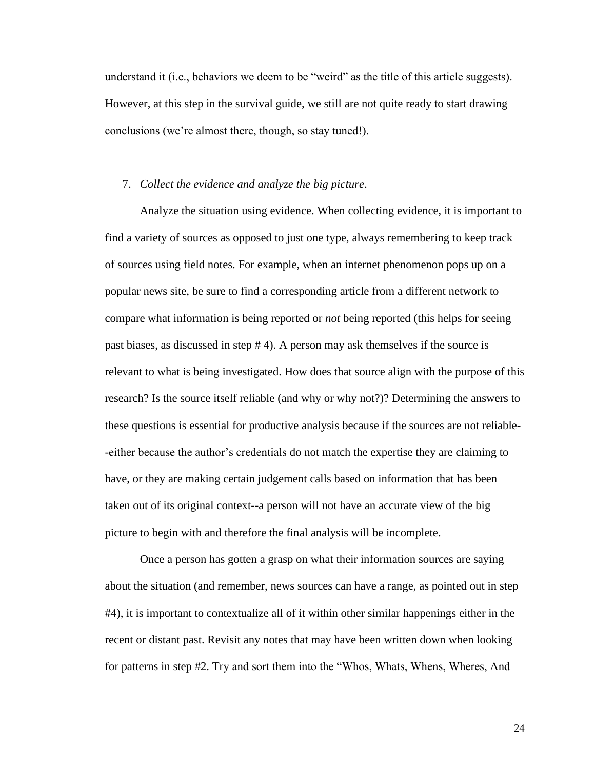understand it (i.e., behaviors we deem to be "weird" as the title of this article suggests). However, at this step in the survival guide, we still are not quite ready to start drawing conclusions (we're almost there, though, so stay tuned!).

7. *Collect the evidence and analyze the big picture*.

Analyze the situation using evidence. When collecting evidence, it is important to find a variety of sources as opposed to just one type, always remembering to keep track of sources using field notes. For example, when an internet phenomenon pops up on a popular news site, be sure to find a corresponding article from a different network to compare what information is being reported or *not* being reported (this helps for seeing past biases, as discussed in step # 4). A person may ask themselves if the source is relevant to what is being investigated. How does that source align with the purpose of this research? Is the source itself reliable (and why or why not?)? Determining the answers to these questions is essential for productive analysis because if the sources are not reliable--either because the author's credentials do not match the expertise they are claiming to have, or they are making certain judgement calls based on information that has been taken out of its original context--a person will not have an accurate view of the big picture to begin with and therefore the final analysis will be incomplete.

Once a person has gotten a grasp on what their information sources are saying about the situation (and remember, news sources can have a range, as pointed out in step #4), it is important to contextualize all of it within other similar happenings either in the recent or distant past. Revisit any notes that may have been written down when looking for patterns in step #2. Try and sort them into the "Whos, Whats, Whens, Wheres, And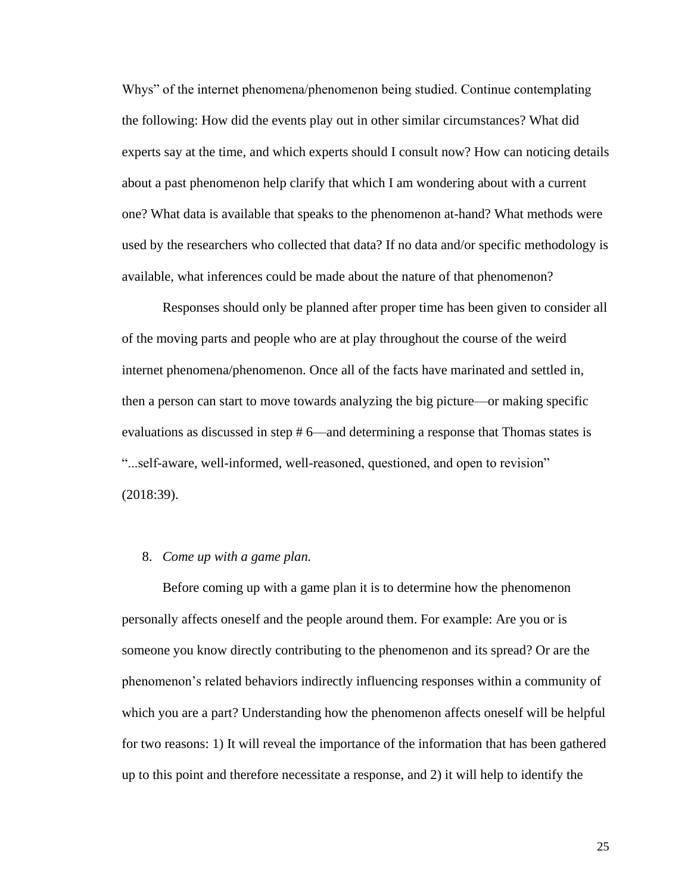Whys" of the internet phenomena/phenomenon being studied. Continue contemplating the following: How did the events play out in other similar circumstances? What did experts say at the time, and which experts should I consult now? How can noticing details about a past phenomenon help clarify that which I am wondering about with a current one? What data is available that speaks to the phenomenon at-hand? What methods were used by the researchers who collected that data? If no data and/or specific methodology is available, what inferences could be made about the nature of that phenomenon?

Responses should only be planned after proper time has been given to consider all of the moving parts and people who are at play throughout the course of the weird internet phenomena/phenomenon. Once all of the facts have marinated and settled in, then a person can start to move towards analyzing the big picture—or making specific evaluations as discussed in step # 6—and determining a response that Thomas states is "...self-aware, well-informed, well-reasoned, questioned, and open to revision" (2018:39).

8. *Come up with a game plan.*

Before coming up with a game plan it is to determine how the phenomenon personally affects oneself and the people around them. For example: Are you or is someone you know directly contributing to the phenomenon and its spread? Or are the phenomenon's related behaviors indirectly influencing responses within a community of which you are a part? Understanding how the phenomenon affects oneself will be helpful for two reasons: 1) It will reveal the importance of the information that has been gathered up to this point and therefore necessitate a response, and 2) it will help to identify the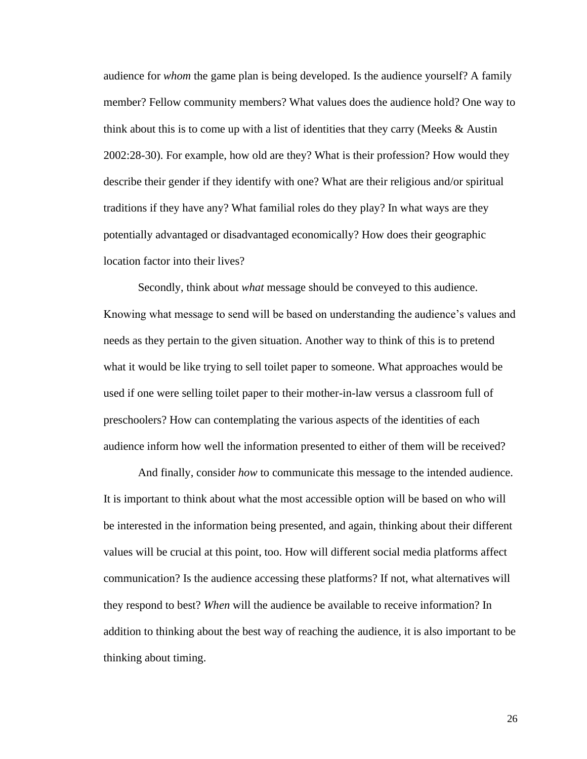audience for *whom* the game plan is being developed. Is the audience yourself? A family member? Fellow community members? What values does the audience hold? One way to think about this is to come up with a list of identities that they carry (Meeks & Austin 2002:28-30). For example, how old are they? What is their profession? How would they describe their gender if they identify with one? What are their religious and/or spiritual traditions if they have any? What familial roles do they play? In what ways are they potentially advantaged or disadvantaged economically? How does their geographic location factor into their lives?

Secondly, think about *what* message should be conveyed to this audience. Knowing what message to send will be based on understanding the audience's values and needs as they pertain to the given situation. Another way to think of this is to pretend what it would be like trying to sell toilet paper to someone. What approaches would be used if one were selling toilet paper to their mother-in-law versus a classroom full of preschoolers? How can contemplating the various aspects of the identities of each audience inform how well the information presented to either of them will be received?

And finally, consider *how* to communicate this message to the intended audience. It is important to think about what the most accessible option will be based on who will be interested in the information being presented, and again, thinking about their different values will be crucial at this point, too. How will different social media platforms affect communication? Is the audience accessing these platforms? If not, what alternatives will they respond to best? *When* will the audience be available to receive information? In addition to thinking about the best way of reaching the audience, it is also important to be thinking about timing.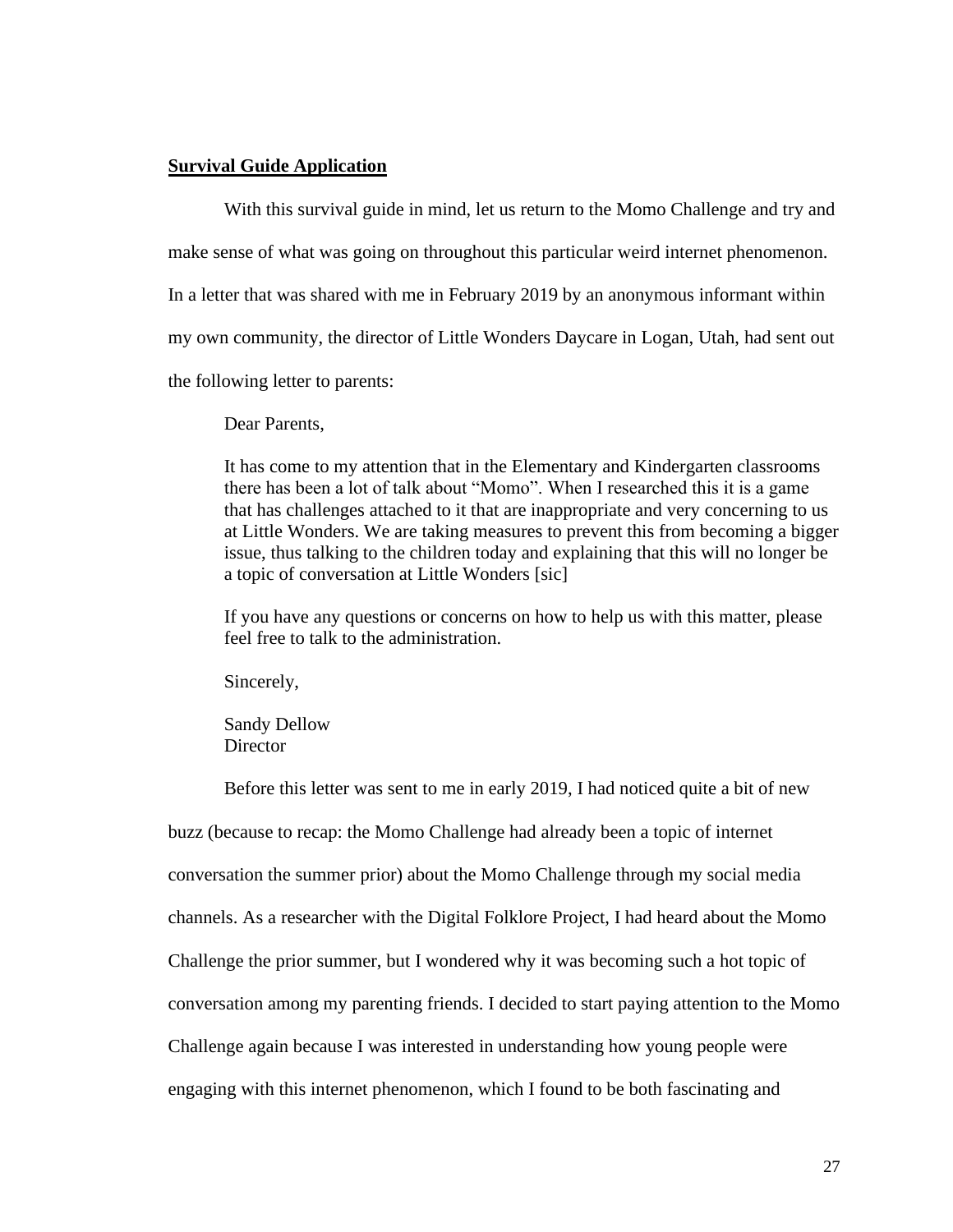**Survival Guide Application**

With this survival guide in mind, let us return to the Momo Challenge and try and make sense of what was going on throughout this particular weird internet phenomenon. In a letter that was shared with me in February 2019 by an anonymous informant within my own community, the director of Little Wonders Daycare in Logan, Utah, had sent out the following letter to parents:

> Dear Parents,
>
> It has come to my attention that in the Elementary and Kindergarten classrooms there has been a lot of talk about "Momo". When I researched this it is a game that has challenges attached to it that are inappropriate and very concerning to us at Little Wonders. We are taking measures to prevent this from becoming a bigger issue, thus talking to the children today and explaining that this will no longer be a topic of conversation at Little Wonders [sic]
>
> If you have any questions or concerns on how to help us with this matter, please feel free to talk to the administration.
>
> Sincerely,
>
> Sandy Dellow
> Director

Before this letter was sent to me in early 2019, I had noticed quite a bit of new buzz (because to recap: the Momo Challenge had already been a topic of internet conversation the summer prior) about the Momo Challenge through my social media channels. As a researcher with the Digital Folklore Project, I had heard about the Momo Challenge the prior summer, but I wondered why it was becoming such a hot topic of conversation among my parenting friends. I decided to start paying attention to the Momo Challenge again because I was interested in understanding how young people were engaging with this internet phenomenon, which I found to be both fascinating and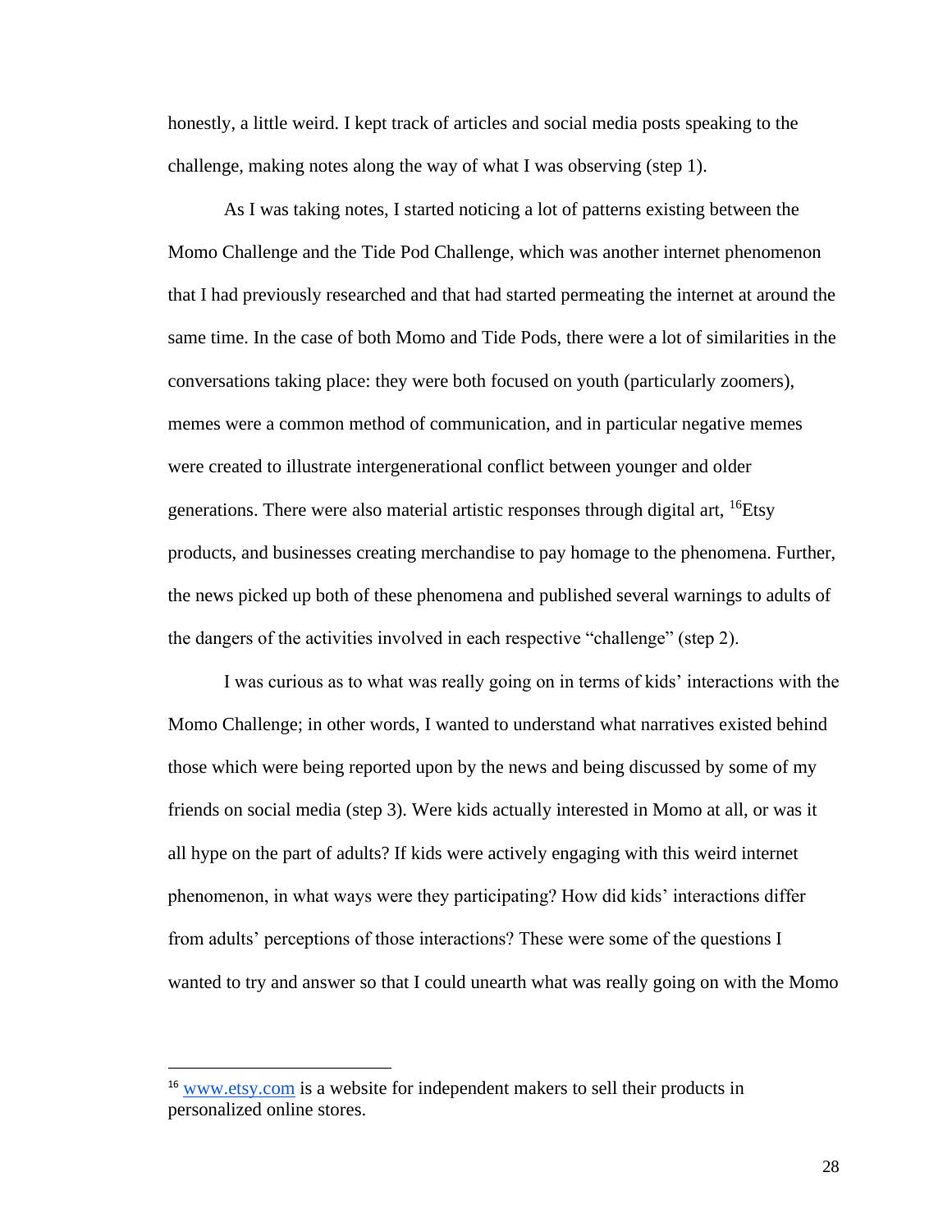honestly, a little weird. I kept track of articles and social media posts speaking to the challenge, making notes along the way of what I was observing (step 1).

As I was taking notes, I started noticing a lot of patterns existing between the Momo Challenge and the Tide Pod Challenge, which was another internet phenomenon that I had previously researched and that had started permeating the internet at around the same time. In the case of both Momo and Tide Pods, there were a lot of similarities in the conversations taking place: they were both focused on youth (particularly zoomers), memes were a common method of communication, and in particular negative memes were created to illustrate intergenerational conflict between younger and older generations. There were also material artistic responses through digital art, [16]Etsy products, and businesses creating merchandise to pay homage to the phenomena. Further, the news picked up both of these phenomena and published several warnings to adults of the dangers of the activities involved in each respective "challenge" (step 2).

I was curious as to what was really going on in terms of kids' interactions with the Momo Challenge; in other words, I wanted to understand what narratives existed behind those which were being reported upon by the news and being discussed by some of my friends on social media (step 3). Were kids actually interested in Momo at all, or was it all hype on the part of adults? If kids were actively engaging with this weird internet phenomenon, in what ways were they participating? How did kids' interactions differ from adults' perceptions of those interactions? These were some of the questions I wanted to try and answer so that I could unearth what was really going on with the Momo

---

[16] www.etsy.com is a website for independent makers to sell their products in personalized online stores.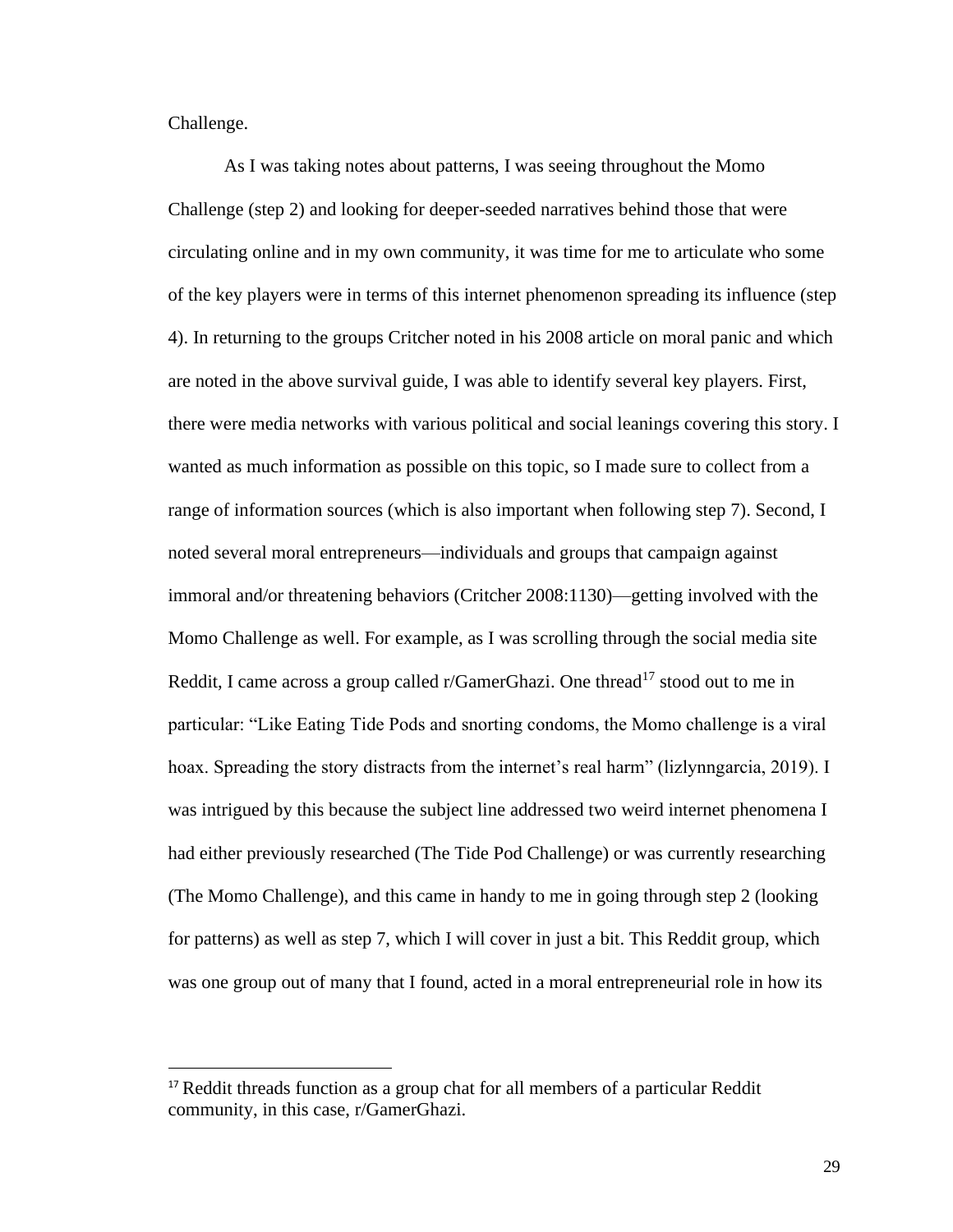Challenge.

As I was taking notes about patterns, I was seeing throughout the Momo Challenge (step 2) and looking for deeper-seeded narratives behind those that were circulating online and in my own community, it was time for me to articulate who some of the key players were in terms of this internet phenomenon spreading its influence (step 4). In returning to the groups Critcher noted in his 2008 article on moral panic and which are noted in the above survival guide, I was able to identify several key players. First, there were media networks with various political and social leanings covering this story. I wanted as much information as possible on this topic, so I made sure to collect from a range of information sources (which is also important when following step 7). Second, I noted several moral entrepreneurs—individuals and groups that campaign against immoral and/or threatening behaviors (Critcher 2008:1130)—getting involved with the Momo Challenge as well. For example, as I was scrolling through the social media site Reddit, I came across a group called r/GamerGhazi. One thread[17] stood out to me in particular: "Like Eating Tide Pods and snorting condoms, the Momo challenge is a viral hoax. Spreading the story distracts from the internet's real harm" (lizlynngarcia, 2019). I was intrigued by this because the subject line addressed two weird internet phenomena I had either previously researched (The Tide Pod Challenge) or was currently researching (The Momo Challenge), and this came in handy to me in going through step 2 (looking for patterns) as well as step 7, which I will cover in just a bit. This Reddit group, which was one group out of many that I found, acted in a moral entrepreneurial role in how its

[17] Reddit threads function as a group chat for all members of a particular Reddit community, in this case, r/GamerGhazi.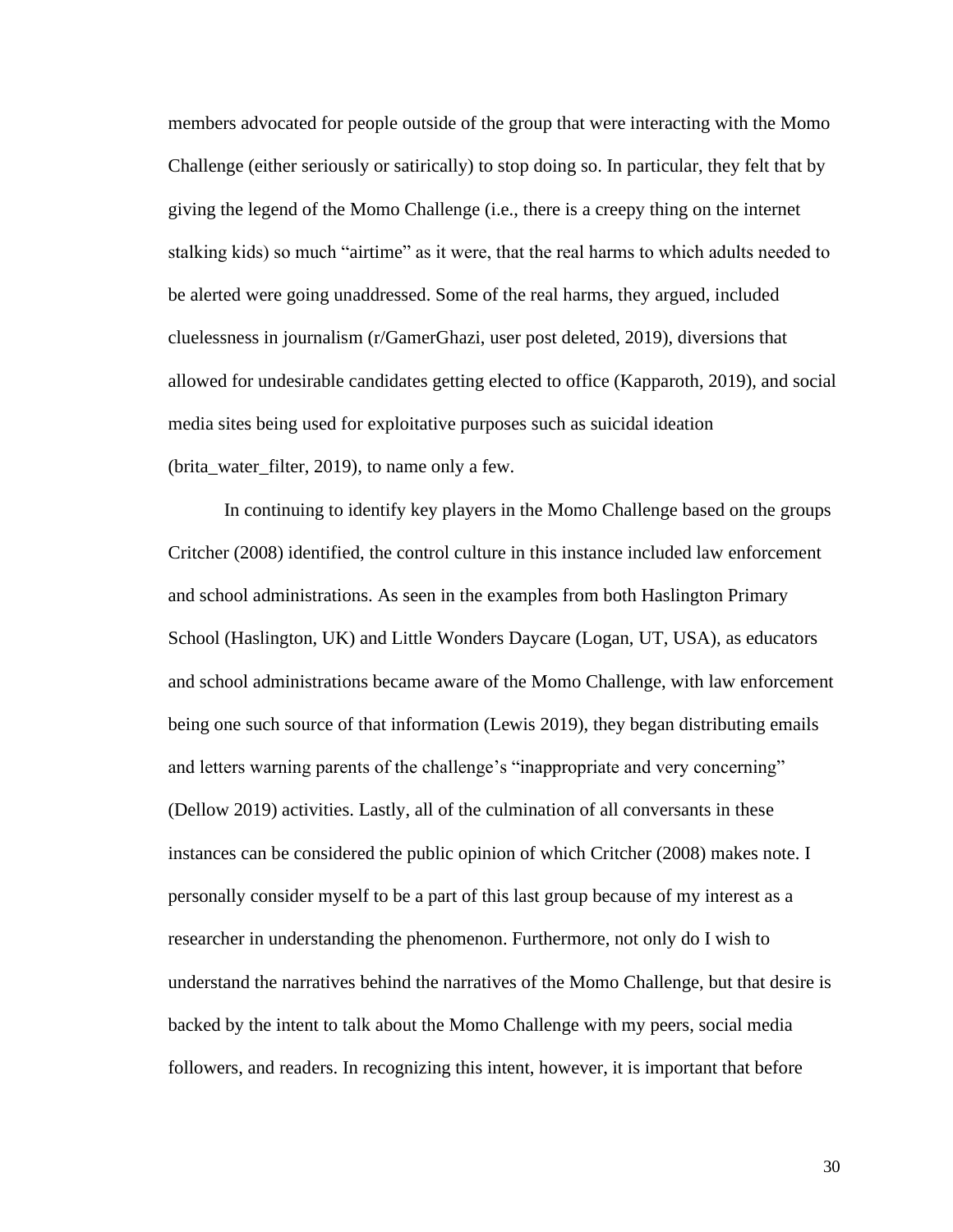members advocated for people outside of the group that were interacting with the Momo Challenge (either seriously or satirically) to stop doing so. In particular, they felt that by giving the legend of the Momo Challenge (i.e., there is a creepy thing on the internet stalking kids) so much "airtime" as it were, that the real harms to which adults needed to be alerted were going unaddressed. Some of the real harms, they argued, included cluelessness in journalism (r/GamerGhazi, user post deleted, 2019), diversions that allowed for undesirable candidates getting elected to office (Kapparoth, 2019), and social media sites being used for exploitative purposes such as suicidal ideation (brita_water_filter, 2019), to name only a few.

In continuing to identify key players in the Momo Challenge based on the groups Critcher (2008) identified, the control culture in this instance included law enforcement and school administrations. As seen in the examples from both Haslington Primary School (Haslington, UK) and Little Wonders Daycare (Logan, UT, USA), as educators and school administrations became aware of the Momo Challenge, with law enforcement being one such source of that information (Lewis 2019), they began distributing emails and letters warning parents of the challenge's "inappropriate and very concerning" (Dellow 2019) activities. Lastly, all of the culmination of all conversants in these instances can be considered the public opinion of which Critcher (2008) makes note. I personally consider myself to be a part of this last group because of my interest as a researcher in understanding the phenomenon. Furthermore, not only do I wish to understand the narratives behind the narratives of the Momo Challenge, but that desire is backed by the intent to talk about the Momo Challenge with my peers, social media followers, and readers. In recognizing this intent, however, it is important that before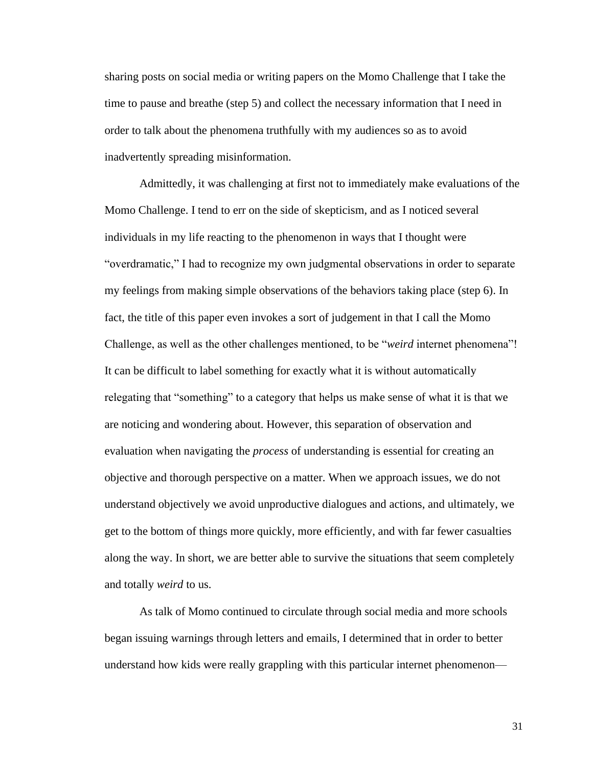sharing posts on social media or writing papers on the Momo Challenge that I take the time to pause and breathe (step 5) and collect the necessary information that I need in order to talk about the phenomena truthfully with my audiences so as to avoid inadvertently spreading misinformation.

Admittedly, it was challenging at first not to immediately make evaluations of the Momo Challenge. I tend to err on the side of skepticism, and as I noticed several individuals in my life reacting to the phenomenon in ways that I thought were "overdramatic," I had to recognize my own judgmental observations in order to separate my feelings from making simple observations of the behaviors taking place (step 6). In fact, the title of this paper even invokes a sort of judgement in that I call the Momo Challenge, as well as the other challenges mentioned, to be "*weird* internet phenomena"! It can be difficult to label something for exactly what it is without automatically relegating that "something" to a category that helps us make sense of what it is that we are noticing and wondering about. However, this separation of observation and evaluation when navigating the *process* of understanding is essential for creating an objective and thorough perspective on a matter. When we approach issues, we do not understand objectively we avoid unproductive dialogues and actions, and ultimately, we get to the bottom of things more quickly, more efficiently, and with far fewer casualties along the way. In short, we are better able to survive the situations that seem completely and totally *weird* to us.

As talk of Momo continued to circulate through social media and more schools began issuing warnings through letters and emails, I determined that in order to better understand how kids were really grappling with this particular internet phenomenon—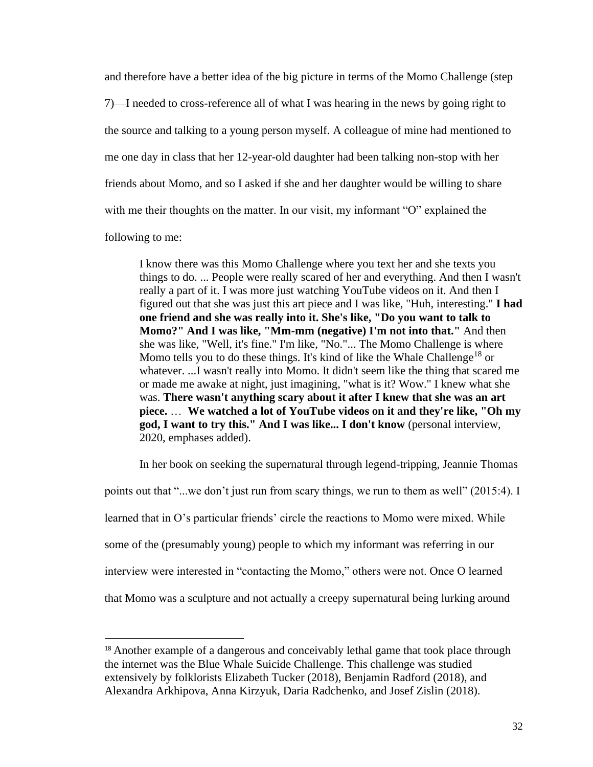and therefore have a better idea of the big picture in terms of the Momo Challenge (step 7)—I needed to cross-reference all of what I was hearing in the news by going right to the source and talking to a young person myself. A colleague of mine had mentioned to me one day in class that her 12-year-old daughter had been talking non-stop with her friends about Momo, and so I asked if she and her daughter would be willing to share with me their thoughts on the matter. In our visit, my informant "O" explained the following to me:

> I know there was this Momo Challenge where you text her and she texts you things to do. ... People were really scared of her and everything. And then I wasn't really a part of it. I was more just watching YouTube videos on it. And then I figured out that she was just this art piece and I was like, "Huh, interesting." **I had one friend and she was really into it. She's like, "Do you want to talk to Momo?" And I was like, "Mm-mm (negative) I'm not into that."** And then she was like, "Well, it's fine." I'm like, "No."... The Momo Challenge is where Momo tells you to do these things. It's kind of like the Whale Challenge[18] or whatever. ...I wasn't really into Momo. It didn't seem like the thing that scared me or made me awake at night, just imagining, "what is it? Wow." I knew what she was. **There wasn't anything scary about it after I knew that she was an art piece.** … **We watched a lot of YouTube videos on it and they're like, "Oh my god, I want to try this." And I was like... I don't know** (personal interview, 2020, emphases added).

In her book on seeking the supernatural through legend-tripping, Jeannie Thomas points out that "...we don't just run from scary things, we run to them as well" (2015:4). I learned that in O's particular friends' circle the reactions to Momo were mixed. While some of the (presumably young) people to which my informant was referring in our interview were interested in "contacting the Momo," others were not. Once O learned that Momo was a sculpture and not actually a creepy supernatural being lurking around

[18] Another example of a dangerous and conceivably lethal game that took place through the internet was the Blue Whale Suicide Challenge. This challenge was studied extensively by folklorists Elizabeth Tucker (2018), Benjamin Radford (2018), and Alexandra Arkhipova, Anna Kirzyuk, Daria Radchenko, and Josef Zislin (2018).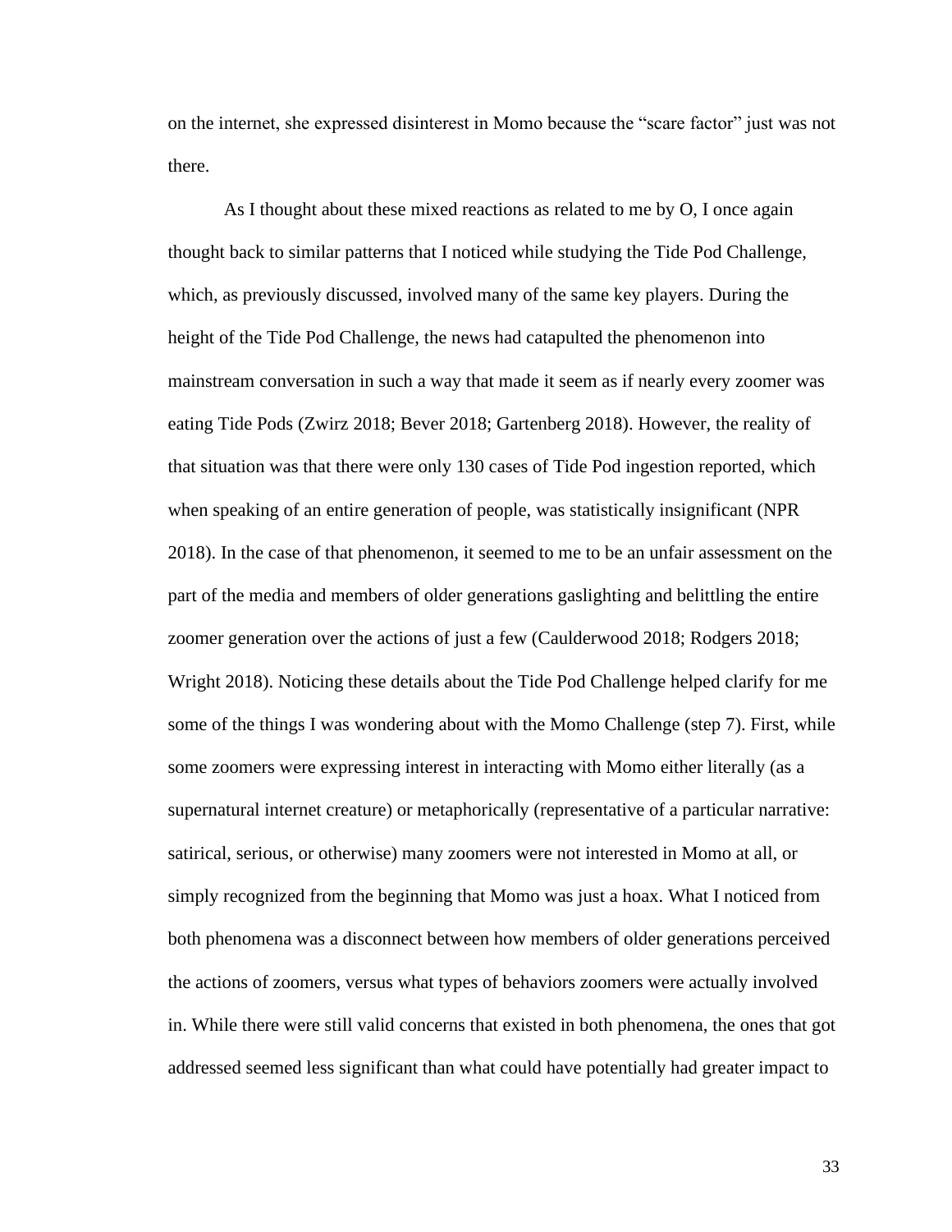on the internet, she expressed disinterest in Momo because the "scare factor" just was not there.

As I thought about these mixed reactions as related to me by O, I once again thought back to similar patterns that I noticed while studying the Tide Pod Challenge, which, as previously discussed, involved many of the same key players. During the height of the Tide Pod Challenge, the news had catapulted the phenomenon into mainstream conversation in such a way that made it seem as if nearly every zoomer was eating Tide Pods (Zwirz 2018; Bever 2018; Gartenberg 2018). However, the reality of that situation was that there were only 130 cases of Tide Pod ingestion reported, which when speaking of an entire generation of people, was statistically insignificant (NPR 2018). In the case of that phenomenon, it seemed to me to be an unfair assessment on the part of the media and members of older generations gaslighting and belittling the entire zoomer generation over the actions of just a few (Caulderwood 2018; Rodgers 2018; Wright 2018). Noticing these details about the Tide Pod Challenge helped clarify for me some of the things I was wondering about with the Momo Challenge (step 7). First, while some zoomers were expressing interest in interacting with Momo either literally (as a supernatural internet creature) or metaphorically (representative of a particular narrative: satirical, serious, or otherwise) many zoomers were not interested in Momo at all, or simply recognized from the beginning that Momo was just a hoax. What I noticed from both phenomena was a disconnect between how members of older generations perceived the actions of zoomers, versus what types of behaviors zoomers were actually involved in. While there were still valid concerns that existed in both phenomena, the ones that got addressed seemed less significant than what could have potentially had greater impact to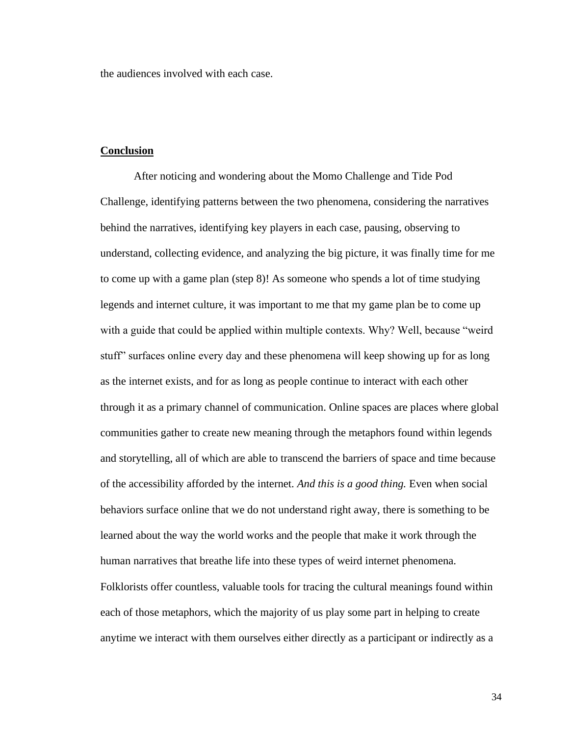the audiences involved with each case.

## Conclusion

After noticing and wondering about the Momo Challenge and Tide Pod Challenge, identifying patterns between the two phenomena, considering the narratives behind the narratives, identifying key players in each case, pausing, observing to understand, collecting evidence, and analyzing the big picture, it was finally time for me to come up with a game plan (step 8)! As someone who spends a lot of time studying legends and internet culture, it was important to me that my game plan be to come up with a guide that could be applied within multiple contexts. Why? Well, because "weird stuff" surfaces online every day and these phenomena will keep showing up for as long as the internet exists, and for as long as people continue to interact with each other through it as a primary channel of communication. Online spaces are places where global communities gather to create new meaning through the metaphors found within legends and storytelling, all of which are able to transcend the barriers of space and time because of the accessibility afforded by the internet. *And this is a good thing.* Even when social behaviors surface online that we do not understand right away, there is something to be learned about the way the world works and the people that make it work through the human narratives that breathe life into these types of weird internet phenomena. Folklorists offer countless, valuable tools for tracing the cultural meanings found within each of those metaphors, which the majority of us play some part in helping to create anytime we interact with them ourselves either directly as a participant or indirectly as a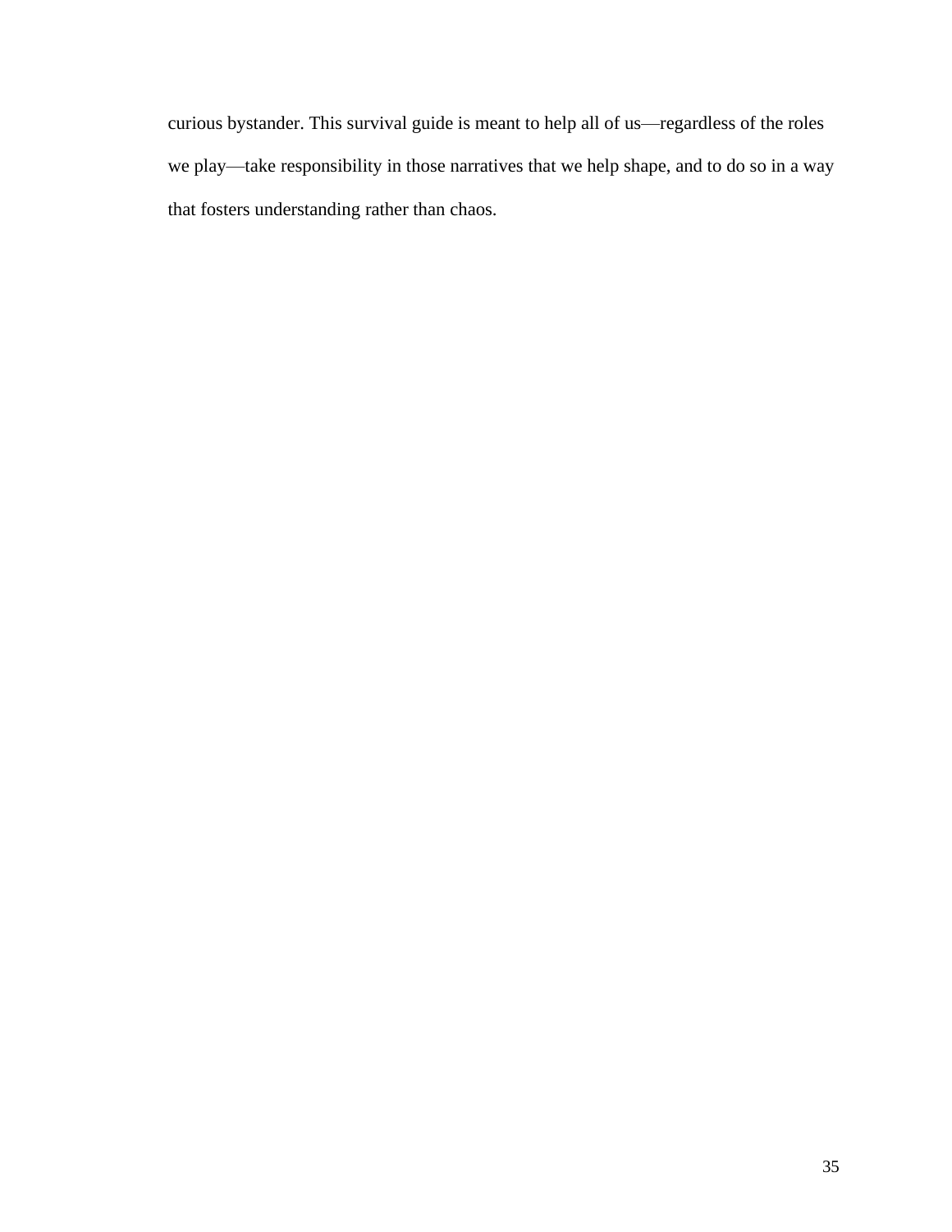curious bystander. This survival guide is meant to help all of us—regardless of the roles we play—take responsibility in those narratives that we help shape, and to do so in a way that fosters understanding rather than chaos.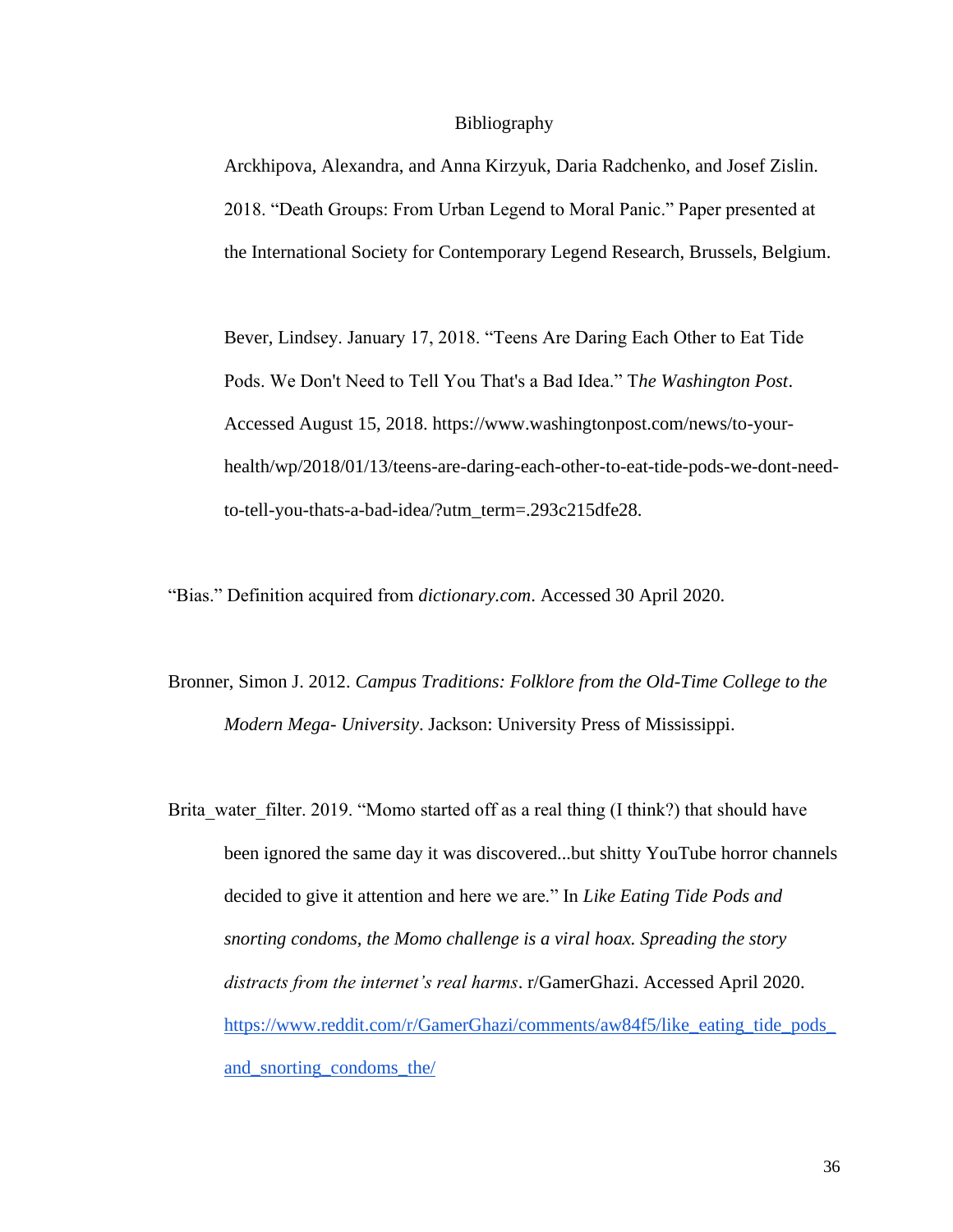# Bibliography

Arckhipova, Alexandra, and Anna Kirzyuk, Daria Radchenko, and Josef Zislin. 2018. "Death Groups: From Urban Legend to Moral Panic." Paper presented at the International Society for Contemporary Legend Research, Brussels, Belgium.

Bever, Lindsey. January 17, 2018. "Teens Are Daring Each Other to Eat Tide Pods. We Don't Need to Tell You That's a Bad Idea." T*he Washington Post*. Accessed August 15, 2018. https://www.washingtonpost.com/news/to-your-health/wp/2018/01/13/teens-are-daring-each-other-to-eat-tide-pods-we-dont-need-to-tell-you-thats-a-bad-idea/?utm_term=.293c215dfe28.

"Bias." Definition acquired from *dictionary.com*. Accessed 30 April 2020.

Bronner, Simon J. 2012. *Campus Traditions: Folklore from the Old-Time College to the Modern Mega- University*. Jackson: University Press of Mississippi.

Brita_water_filter. 2019. "Momo started off as a real thing (I think?) that should have been ignored the same day it was discovered...but shitty YouTube horror channels decided to give it attention and here we are." In *Like Eating Tide Pods and snorting condoms, the Momo challenge is a viral hoax. Spreading the story distracts from the internet's real harms*. r/GamerGhazi. Accessed April 2020. https://www.reddit.com/r/GamerGhazi/comments/aw84f5/like_eating_tide_pods_and_snorting_condoms_the/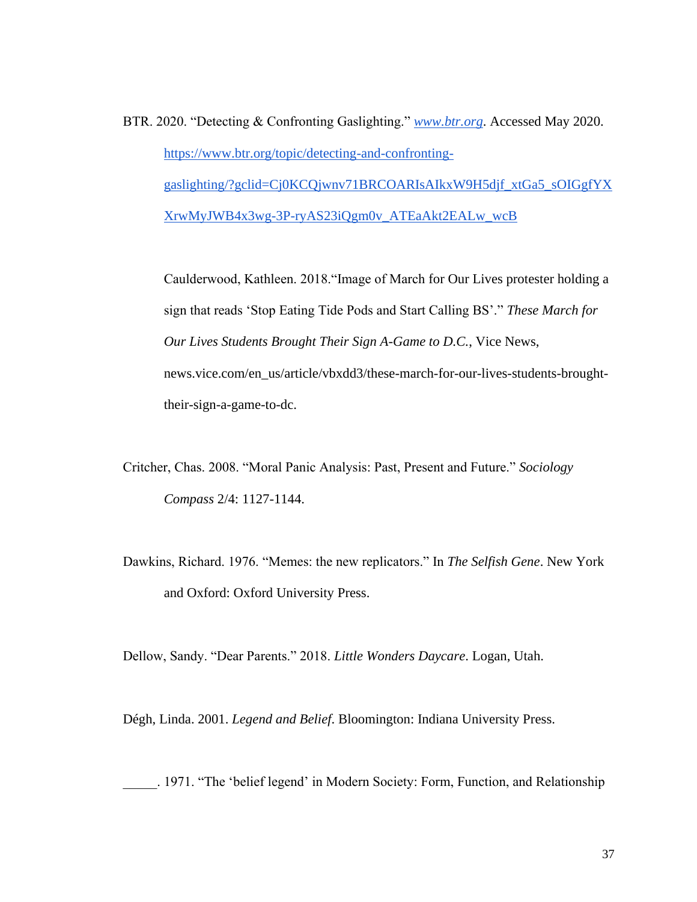BTR. 2020. “Detecting & Confronting Gaslighting.” *www.btr.org*. Accessed May 2020. https://www.btr.org/topic/detecting-and-confronting-gaslighting/?gclid=Cj0KCQjwnv71BRCOARIsAIkxW9H5djf_xtGa5_sOIGgfYXXrwMyJWB4x3wg-3P-ryAS23iQgm0v_ATEaAkt2EALw_wcB

Caulderwood, Kathleen. 2018.“Image of March for Our Lives protester holding a sign that reads ‘Stop Eating Tide Pods and Start Calling BS’.” *These March for Our Lives Students Brought Their Sign A-Game to D.C.*, Vice News, news.vice.com/en_us/article/vbxdd3/these-march-for-our-lives-students-brought-their-sign-a-game-to-dc.

Critcher, Chas. 2008. “Moral Panic Analysis: Past, Present and Future.” *Sociology Compass* 2/4: 1127-1144.

Dawkins, Richard. 1976. “Memes: the new replicators.” In *The Selfish Gene*. New York and Oxford: Oxford University Press.

Dellow, Sandy. “Dear Parents.” 2018. *Little Wonders Daycare*. Logan, Utah.

Dégh, Linda. 2001. *Legend and Belief*. Bloomington: Indiana University Press.

_____. 1971. “The ‘belief legend’ in Modern Society: Form, Function, and Relationship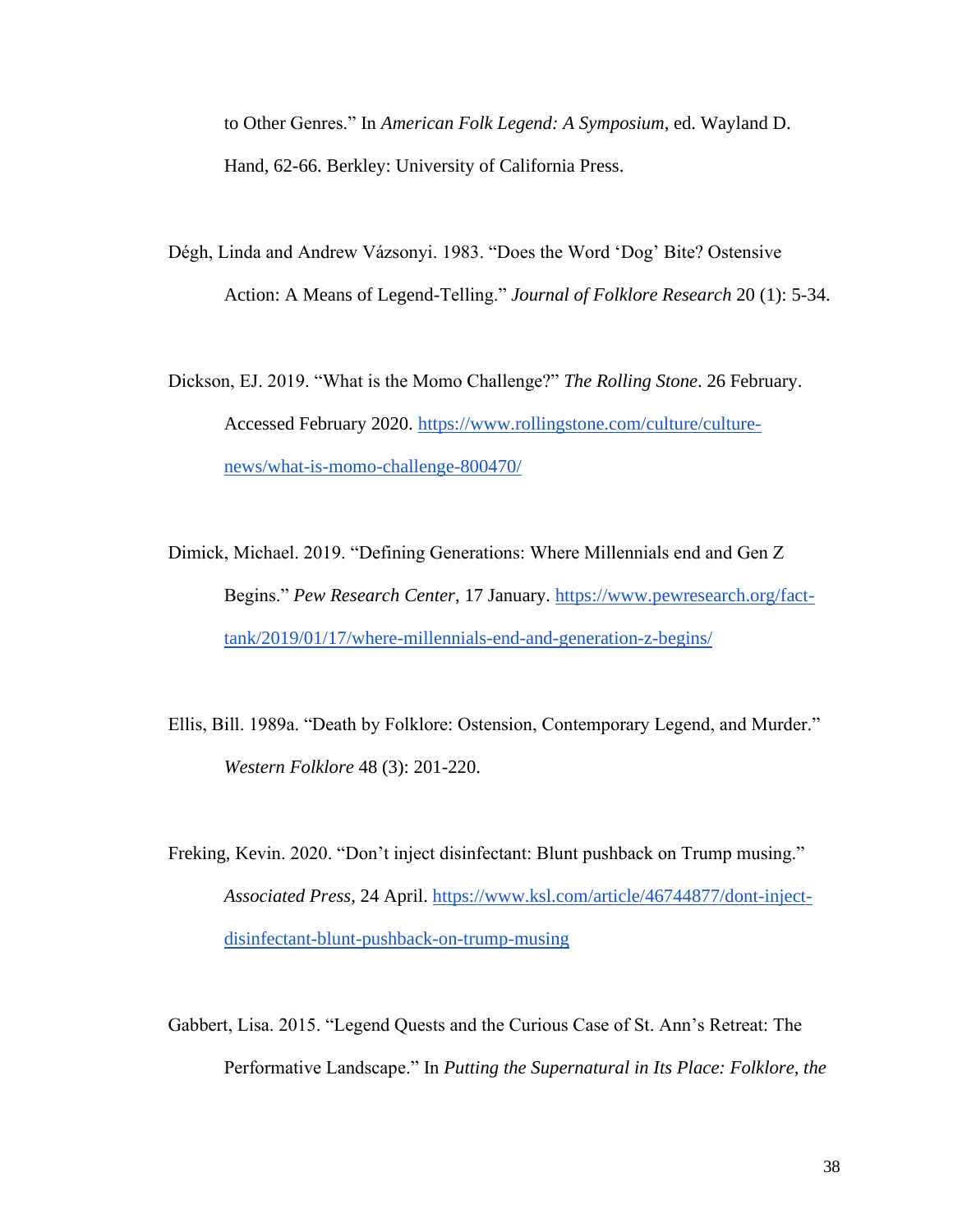to Other Genres." In *American Folk Legend: A Symposium*, ed. Wayland D. Hand, 62-66. Berkley: University of California Press.

Dégh, Linda and Andrew Vázsonyi. 1983. "Does the Word 'Dog' Bite? Ostensive Action: A Means of Legend-Telling." *Journal of Folklore Research* 20 (1): 5-34.

Dickson, EJ. 2019. "What is the Momo Challenge?" *The Rolling Stone*. 26 February. Accessed February 2020. [https://www.rollingstone.com/culture/culture-news/what-is-momo-challenge-800470/](https://www.rollingstone.com/culture/culture-news/what-is-momo-challenge-800470/)

Dimick, Michael. 2019. "Defining Generations: Where Millennials end and Gen Z Begins." *Pew Research Center*, 17 January. [https://www.pewresearch.org/fact-tank/2019/01/17/where-millennials-end-and-generation-z-begins/](https://www.pewresearch.org/fact-tank/2019/01/17/where-millennials-end-and-generation-z-begins/)

Ellis, Bill. 1989a. "Death by Folklore: Ostension, Contemporary Legend, and Murder." *Western Folklore* 48 (3): 201-220.

Freking, Kevin. 2020. "Don't inject disinfectant: Blunt pushback on Trump musing." *Associated Press*, 24 April. [https://www.ksl.com/article/46744877/dont-inject-disinfectant-blunt-pushback-on-trump-musing](https://www.ksl.com/article/46744877/dont-inject-disinfectant-blunt-pushback-on-trump-musing)

Gabbert, Lisa. 2015. "Legend Quests and the Curious Case of St. Ann's Retreat: The Performative Landscape." In *Putting the Supernatural in Its Place: Folklore, the*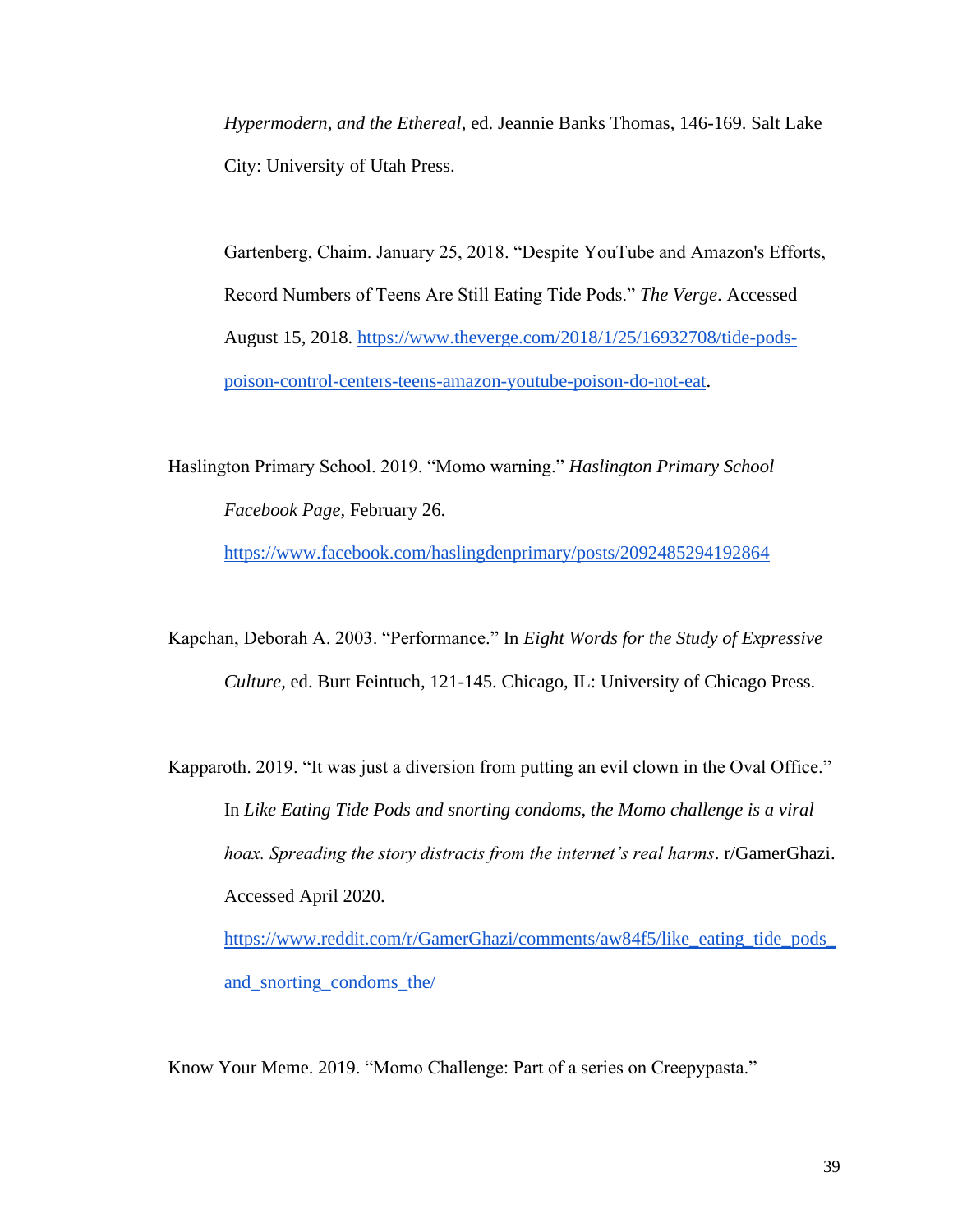*Hypermodern, and the Ethereal*, ed. Jeannie Banks Thomas, 146-169. Salt Lake City: University of Utah Press.

Gartenberg, Chaim. January 25, 2018. "Despite YouTube and Amazon's Efforts, Record Numbers of Teens Are Still Eating Tide Pods." *The Verge*. Accessed August 15, 2018. https://www.theverge.com/2018/1/25/16932708/tide-pods-poison-control-centers-teens-amazon-youtube-poison-do-not-eat.

Haslington Primary School. 2019. "Momo warning." *Haslington Primary School Facebook Page*, February 26. https://www.facebook.com/haslingdenprimary/posts/2092485294192864

Kapchan, Deborah A. 2003. "Performance." In *Eight Words for the Study of Expressive Culture,* ed. Burt Feintuch, 121-145. Chicago, IL: University of Chicago Press.

Kapparoth. 2019. "It was just a diversion from putting an evil clown in the Oval Office." In *Like Eating Tide Pods and snorting condoms, the Momo challenge is a viral hoax. Spreading the story distracts from the internet's real harms*. r/GamerGhazi. Accessed April 2020. https://www.reddit.com/r/GamerGhazi/comments/aw84f5/like_eating_tide_pods_and_snorting_condoms_the/

Know Your Meme. 2019. "Momo Challenge: Part of a series on Creepypasta."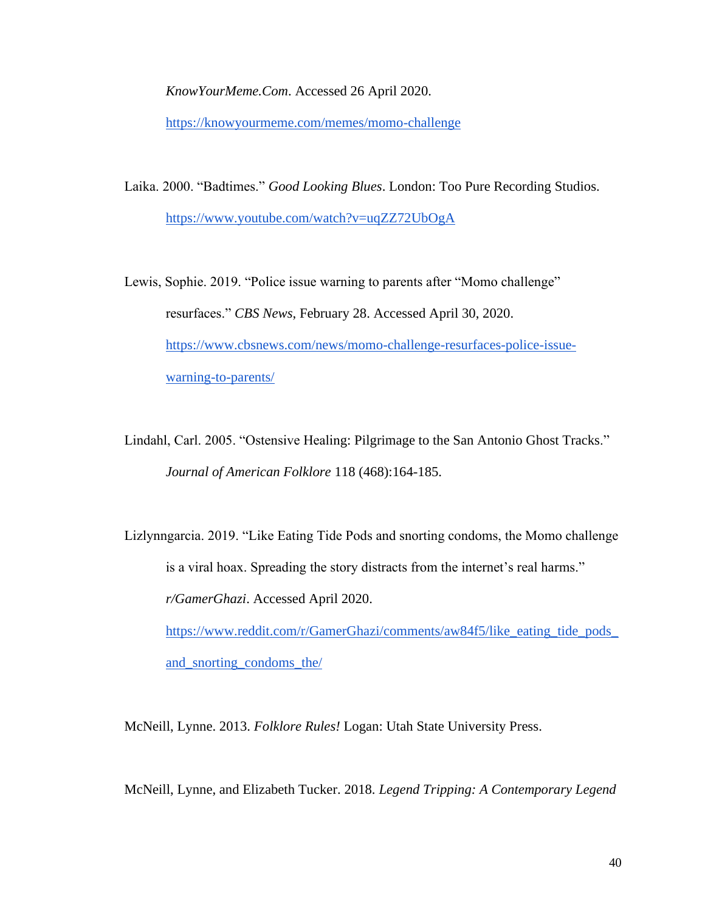*KnowYourMeme.Com*. Accessed 26 April 2020. https://knowyourmeme.com/memes/momo-challenge

Laika. 2000. "Badtimes." *Good Looking Blues*. London: Too Pure Recording Studios. https://www.youtube.com/watch?v=uqZZ72UbOgA

Lewis, Sophie. 2019. "Police issue warning to parents after "Momo challenge" resurfaces." *CBS News,* February 28. Accessed April 30, 2020. https://www.cbsnews.com/news/momo-challenge-resurfaces-police-issue-warning-to-parents/

Lindahl, Carl. 2005. "Ostensive Healing: Pilgrimage to the San Antonio Ghost Tracks." *Journal of American Folklore* 118 (468):164-185.

Lizlynngarcia. 2019. "Like Eating Tide Pods and snorting condoms, the Momo challenge is a viral hoax. Spreading the story distracts from the internet's real harms." *r/GamerGhazi*. Accessed April 2020. https://www.reddit.com/r/GamerGhazi/comments/aw84f5/like_eating_tide_pods_and_snorting_condoms_the/

McNeill, Lynne. 2013. *Folklore Rules!* Logan: Utah State University Press.

McNeill, Lynne, and Elizabeth Tucker. 2018. *Legend Tripping: A Contemporary Legend*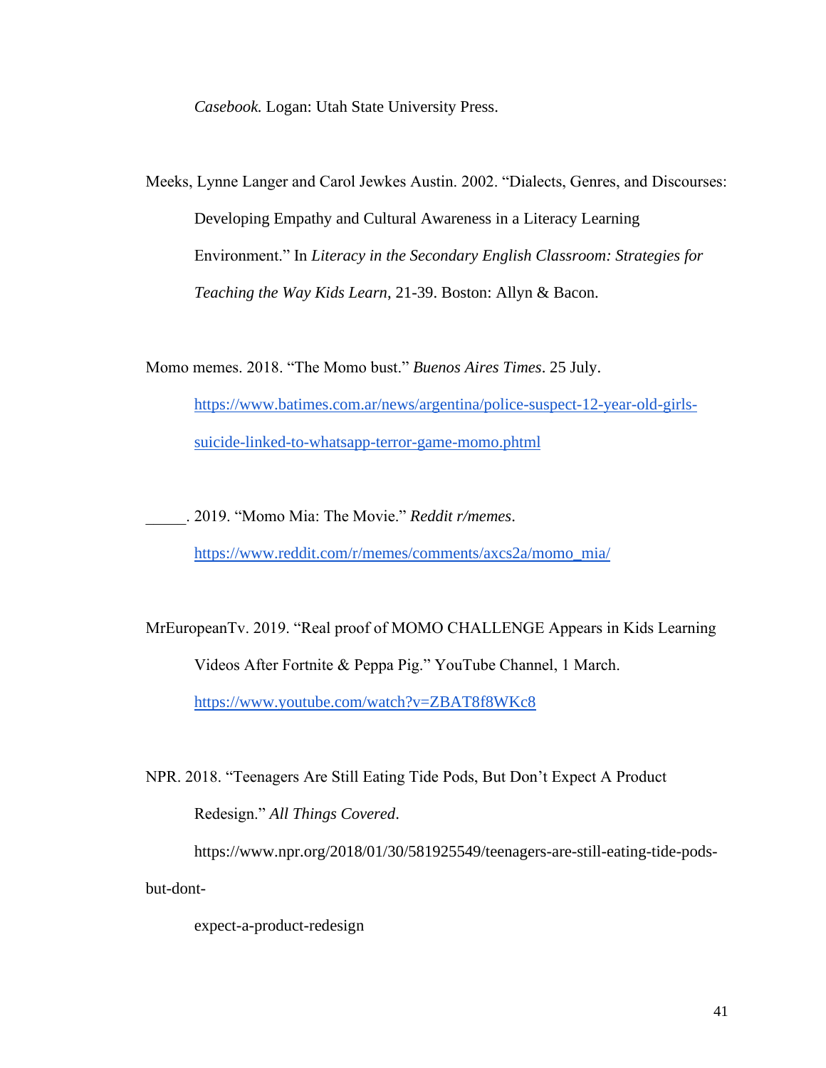*Casebook.* Logan: Utah State University Press.

Meeks, Lynne Langer and Carol Jewkes Austin. 2002. "Dialects, Genres, and Discourses: Developing Empathy and Cultural Awareness in a Literacy Learning Environment." In *Literacy in the Secondary English Classroom: Strategies for Teaching the Way Kids Learn*, 21-39. Boston: Allyn & Bacon.

Momo memes. 2018. "The Momo bust." *Buenos Aires Times*. 25 July. https://www.batimes.com.ar/news/argentina/police-suspect-12-year-old-girls-suicide-linked-to-whatsapp-terror-game-momo.phtml

_____. 2019. "Momo Mia: The Movie." *Reddit r/memes*. https://www.reddit.com/r/memes/comments/axcs2a/momo_mia/

MrEuropeanTv. 2019. "Real proof of MOMO CHALLENGE Appears in Kids Learning Videos After Fortnite & Peppa Pig." YouTube Channel, 1 March. https://www.youtube.com/watch?v=ZBAT8f8WKc8

NPR. 2018. "Teenagers Are Still Eating Tide Pods, But Don't Expect A Product Redesign." *All Things Covered*. https://www.npr.org/2018/01/30/581925549/teenagers-are-still-eating-tide-pods-but-dont-expect-a-product-redesign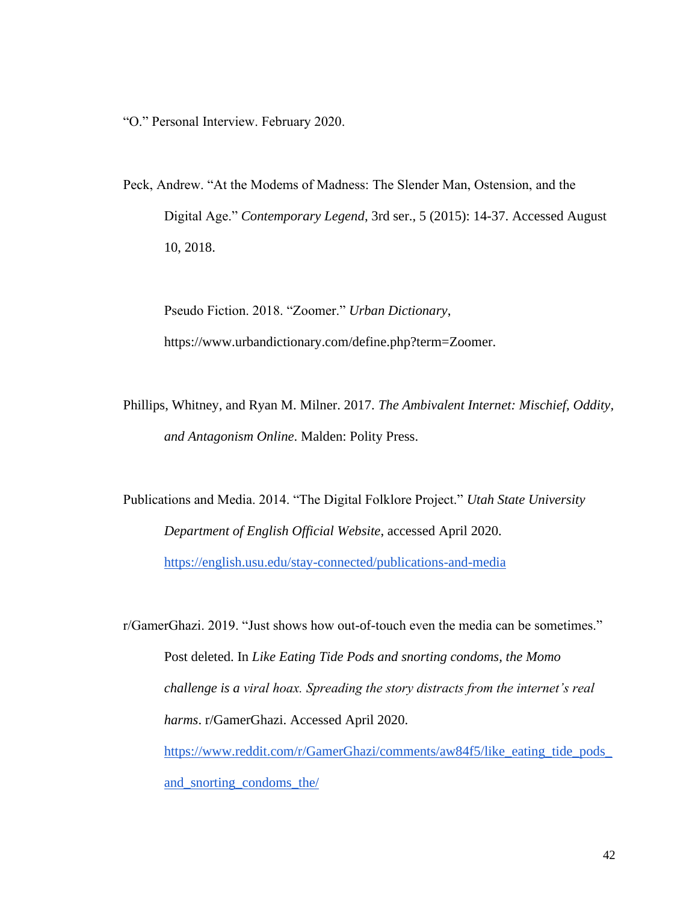"O." Personal Interview. February 2020.

Peck, Andrew. "At the Modems of Madness: The Slender Man, Ostension, and the Digital Age." *Contemporary Legend*, 3rd ser., 5 (2015): 14-37. Accessed August 10, 2018.

Pseudo Fiction. 2018. "Zoomer." *Urban Dictionary*, https://www.urbandictionary.com/define.php?term=Zoomer.

Phillips, Whitney, and Ryan M. Milner. 2017. *The Ambivalent Internet: Mischief, Oddity, and Antagonism Online*. Malden: Polity Press.

Publications and Media. 2014. "The Digital Folklore Project." *Utah State University Department of English Official Website*, accessed April 2020. https://english.usu.edu/stay-connected/publications-and-media

r/GamerGhazi. 2019. "Just shows how out-of-touch even the media can be sometimes." Post deleted. In *Like Eating Tide Pods and snorting condoms, the Momo challenge is a viral hoax. Spreading the story distracts from the internet's real harms*. r/GamerGhazi. Accessed April 2020. https://www.reddit.com/r/GamerGhazi/comments/aw84f5/like_eating_tide_pods_and_snorting_condoms_the/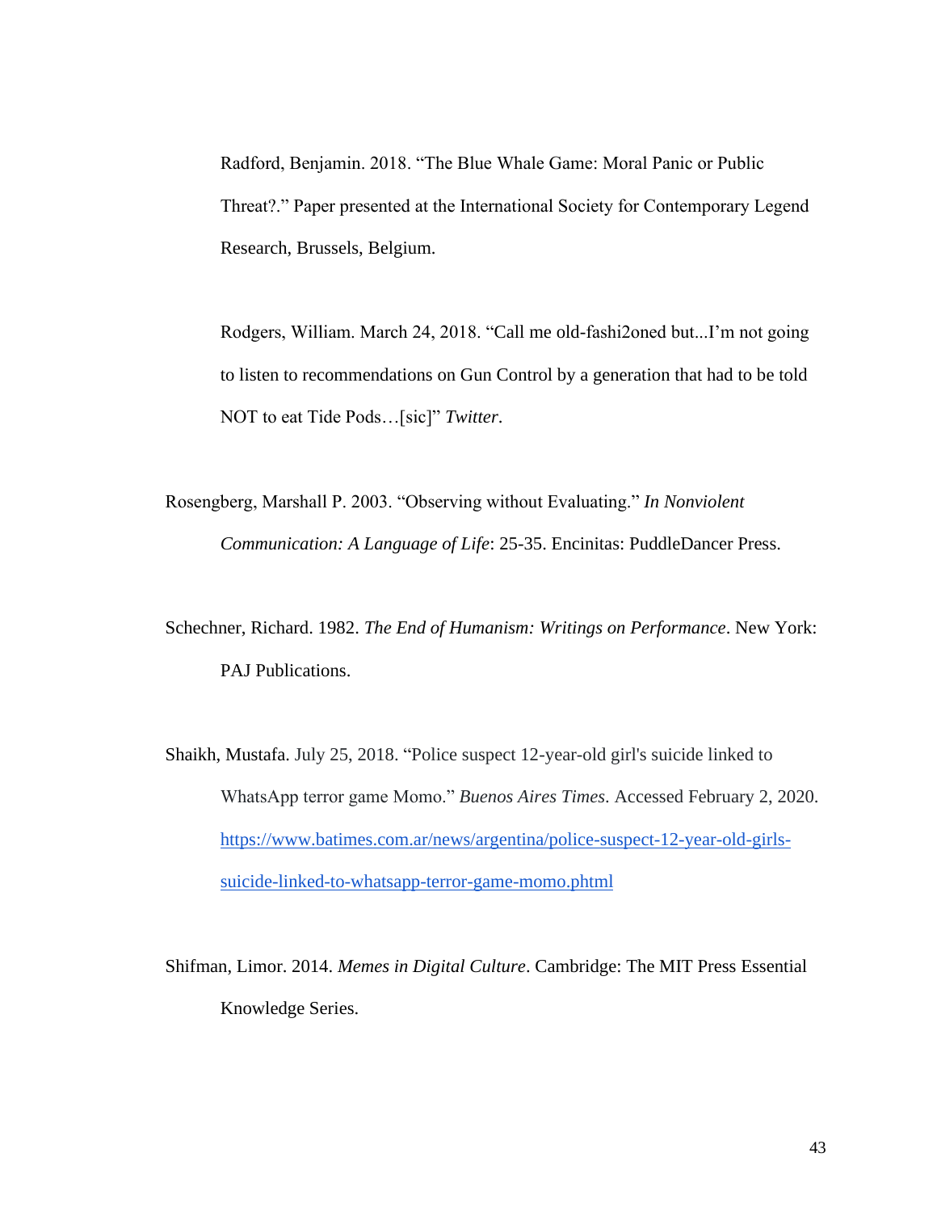Radford, Benjamin. 2018. "The Blue Whale Game: Moral Panic or Public Threat?." Paper presented at the International Society for Contemporary Legend Research, Brussels, Belgium.

Rodgers, William. March 24, 2018. "Call me old-fashi2oned but...I'm not going to listen to recommendations on Gun Control by a generation that had to be told NOT to eat Tide Pods…[sic]" *Twitter*.

Rosengberg, Marshall P. 2003. "Observing without Evaluating." *In Nonviolent Communication: A Language of Life*: 25-35. Encinitas: PuddleDancer Press.

Schechner, Richard. 1982. *The End of Humanism: Writings on Performance*. New York: PAJ Publications.

Shaikh, Mustafa. July 25, 2018. "Police suspect 12-year-old girl's suicide linked to WhatsApp terror game Momo." *Buenos Aires Times*. Accessed February 2, 2020. https://www.batimes.com.ar/news/argentina/police-suspect-12-year-old-girls-suicide-linked-to-whatsapp-terror-game-momo.phtml

Shifman, Limor. 2014. *Memes in Digital Culture*. Cambridge: The MIT Press Essential Knowledge Series.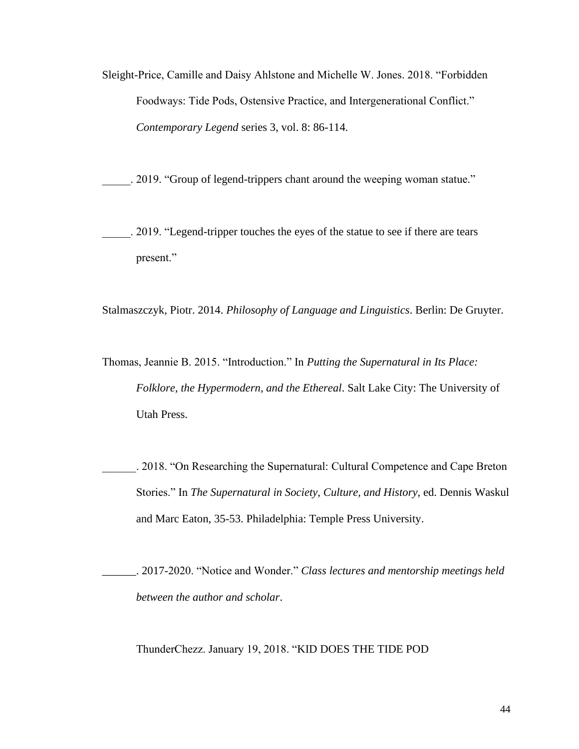Sleight-Price, Camille and Daisy Ahlstone and Michelle W. Jones. 2018. "Forbidden Foodways: Tide Pods, Ostensive Practice, and Intergenerational Conflict." *Contemporary Legend* series 3, vol. 8: 86-114.

_____. 2019. "Group of legend-trippers chant around the weeping woman statue."

_____. 2019. "Legend-tripper touches the eyes of the statue to see if there are tears present."

Stalmaszczyk, Piotr. 2014. *Philosophy of Language and Linguistics*. Berlin: De Gruyter.

Thomas, Jeannie B. 2015. "Introduction." In *Putting the Supernatural in Its Place: Folklore, the Hypermodern, and the Ethereal*. Salt Lake City: The University of Utah Press.

______. 2018. "On Researching the Supernatural: Cultural Competence and Cape Breton Stories." In *The Supernatural in Society, Culture, and History,* ed. Dennis Waskul and Marc Eaton, 35-53. Philadelphia: Temple Press University.

______. 2017-2020. "Notice and Wonder." *Class lectures and mentorship meetings held between the author and scholar*.

ThunderChezz. January 19, 2018. "KID DOES THE TIDE POD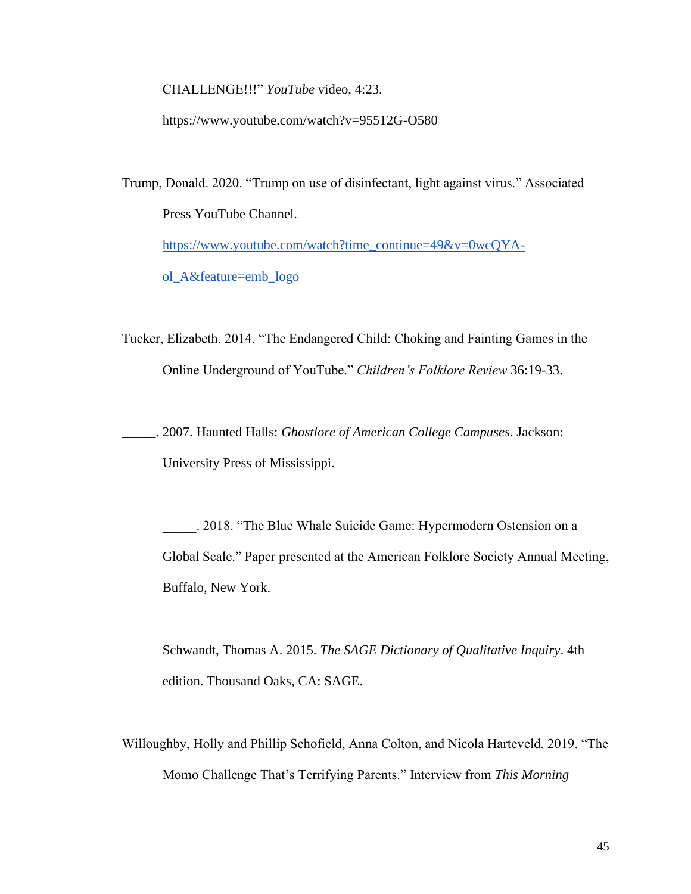CHALLENGE!!!" *YouTube* video, 4:23. https://www.youtube.com/watch?v=95512G-O580

Trump, Donald. 2020. "Trump on use of disinfectant, light against virus." Associated Press YouTube Channel. https://www.youtube.com/watch?time_continue=49&v=0wcQYA-ol_A&feature=emb_logo

Tucker, Elizabeth. 2014. "The Endangered Child: Choking and Fainting Games in the Online Underground of YouTube." *Children's Folklore Review* 36:19-33.

_____. 2007. Haunted Halls: *Ghostlore of American College Campuses*. Jackson: University Press of Mississippi.

_____. 2018. "The Blue Whale Suicide Game: Hypermodern Ostension on a Global Scale." Paper presented at the American Folklore Society Annual Meeting, Buffalo, New York.

Schwandt, Thomas A. 2015. *The SAGE Dictionary of Qualitative Inquiry*. 4th edition. Thousand Oaks, CA: SAGE.

Willoughby, Holly and Phillip Schofield, Anna Colton, and Nicola Harteveld. 2019. "The Momo Challenge That's Terrifying Parents." Interview from *This Morning*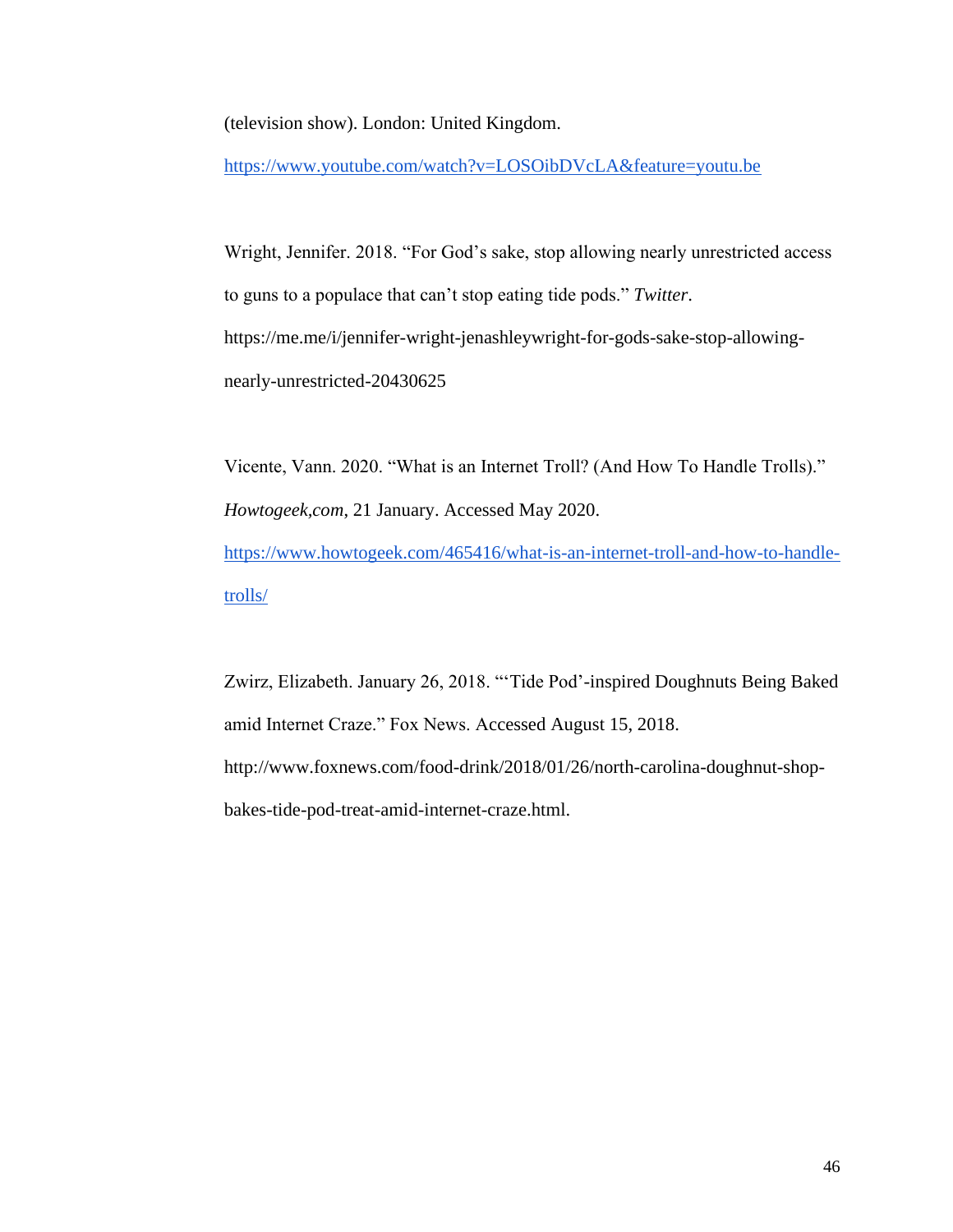(television show). London: United Kingdom. https://www.youtube.com/watch?v=LOSOibDVcLA&feature=youtu.be

Wright, Jennifer. 2018. "For God's sake, stop allowing nearly unrestricted access to guns to a populace that can't stop eating tide pods." *Twitter*. https://me.me/i/jennifer-wright-jenashleywright-for-gods-sake-stop-allowing-nearly-unrestricted-20430625

Vicente, Vann. 2020. "What is an Internet Troll? (And How To Handle Trolls)." *Howtogeek,com*, 21 January. Accessed May 2020. https://www.howtogeek.com/465416/what-is-an-internet-troll-and-how-to-handle-trolls/

Zwirz, Elizabeth. January 26, 2018. "'Tide Pod'-inspired Doughnuts Being Baked amid Internet Craze." Fox News. Accessed August 15, 2018. http://www.foxnews.com/food-drink/2018/01/26/north-carolina-doughnut-shop-bakes-tide-pod-treat-amid-internet-craze.html.